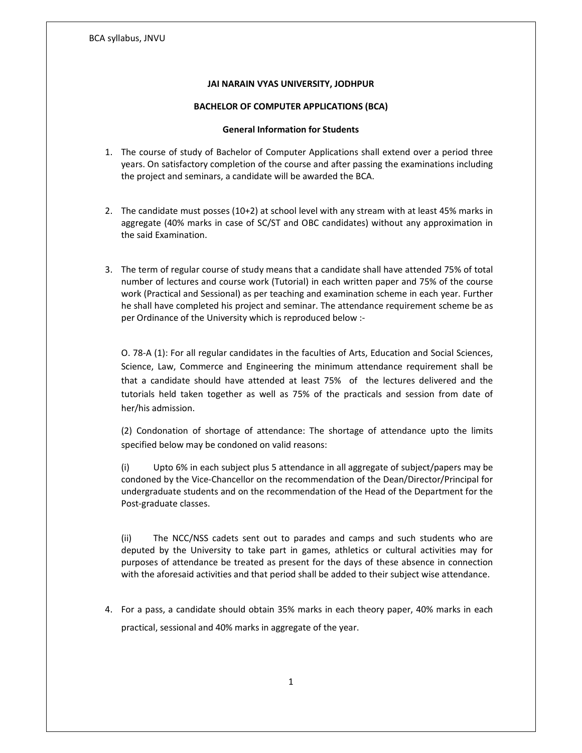**JAI NARAIN VYAS UNIVERSITY, JODHPUR**

**BACHELOR OF COMPUTER APPLICATIONS (BCA)**

**General Information for Students**

1. The course of study of Bachelor of Computer Applications shall extend over a period three years. On satisfactory completion of the course and after passing the examinations including the project and seminars, a candidate will be awarded the BCA.

2. The candidate must posses (10+2) at school level with any stream with at least 45% marks in aggregate (40% marks in case of SC/ST and OBC candidates) without any approximation in the said Examination.

3. The term of regular course of study means that a candidate shall have attended 75% of total number of lectures and course work (Tutorial) in each written paper and 75% of the course work (Practical and Sessional) as per teaching and examination scheme in each year. Further he shall have completed his project and seminar. The attendance requirement scheme be as per Ordinance of the University which is reproduced below :-

   O. 78-A (1): For all regular candidates in the faculties of Arts, Education and Social Sciences, Science, Law, Commerce and Engineering the minimum attendance requirement shall be that a candidate should have attended at least 75% of the lectures delivered and the tutorials held taken together as well as 75% of the practicals and session from date of her/his admission.

   (2) Condonation of shortage of attendance: The shortage of attendance upto the limits specified below may be condoned on valid reasons:

   (i) Upto 6% in each subject plus 5 attendance in all aggregate of subject/papers may be condoned by the Vice-Chancellor on the recommendation of the Dean/Director/Principal for undergraduate students and on the recommendation of the Head of the Department for the Post-graduate classes.

   (ii) The NCC/NSS cadets sent out to parades and camps and such students who are deputed by the University to take part in games, athletics or cultural activities may for purposes of attendance be treated as present for the days of these absence in connection with the aforesaid activities and that period shall be added to their subject wise attendance.

4. For a pass, a candidate should obtain 35% marks in each theory paper, 40% marks in each practical, sessional and 40% marks in aggregate of the year.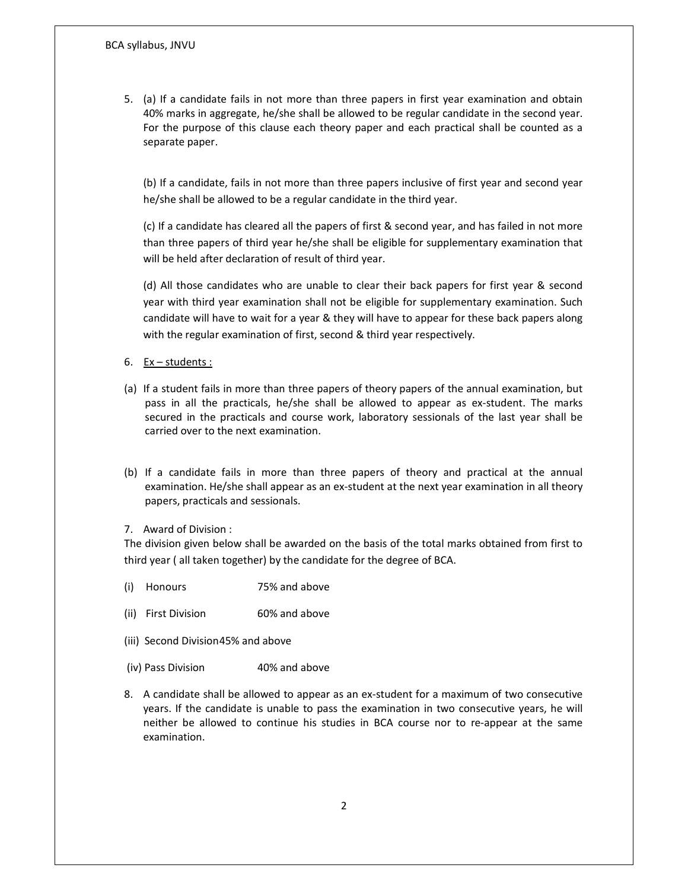5. (a) If a candidate fails in not more than three papers in first year examination and obtain 40% marks in aggregate, he/she shall be allowed to be regular candidate in the second year. For the purpose of this clause each theory paper and each practical shall be counted as a separate paper.

   (b) If a candidate, fails in not more than three papers inclusive of first year and second year he/she shall be allowed to be a regular candidate in the third year.

   (c) If a candidate has cleared all the papers of first & second year, and has failed in not more than three papers of third year he/she shall be eligible for supplementary examination that will be held after declaration of result of third year.

   (d) All those candidates who are unable to clear their back papers for first year & second year with third year examination shall not be eligible for supplementary examination. Such candidate will have to wait for a year & they will have to appear for these back papers along with the regular examination of first, second & third year respectively.

6. <u>Ex – students :</u>

(a) If a student fails in more than three papers of theory papers of the annual examination, but pass in all the practicals, he/she shall be allowed to appear as ex-student. The marks secured in the practicals and course work, laboratory sessionals of the last year shall be carried over to the next examination.

(b) If a candidate fails in more than three papers of theory and practical at the annual examination. He/she shall appear as an ex-student at the next year examination in all theory papers, practicals and sessionals.

7. Award of Division :

The division given below shall be awarded on the basis of the total marks obtained from first to third year ( all taken together) by the candidate for the degree of BCA.

(i) Honours 75% and above

(ii) First Division 60% and above

(iii) Second Division 45% and above

(iv) Pass Division 40% and above

8. A candidate shall be allowed to appear as an ex-student for a maximum of two consecutive years. If the candidate is unable to pass the examination in two consecutive years, he will neither be allowed to continue his studies in BCA course nor to re-appear at the same examination.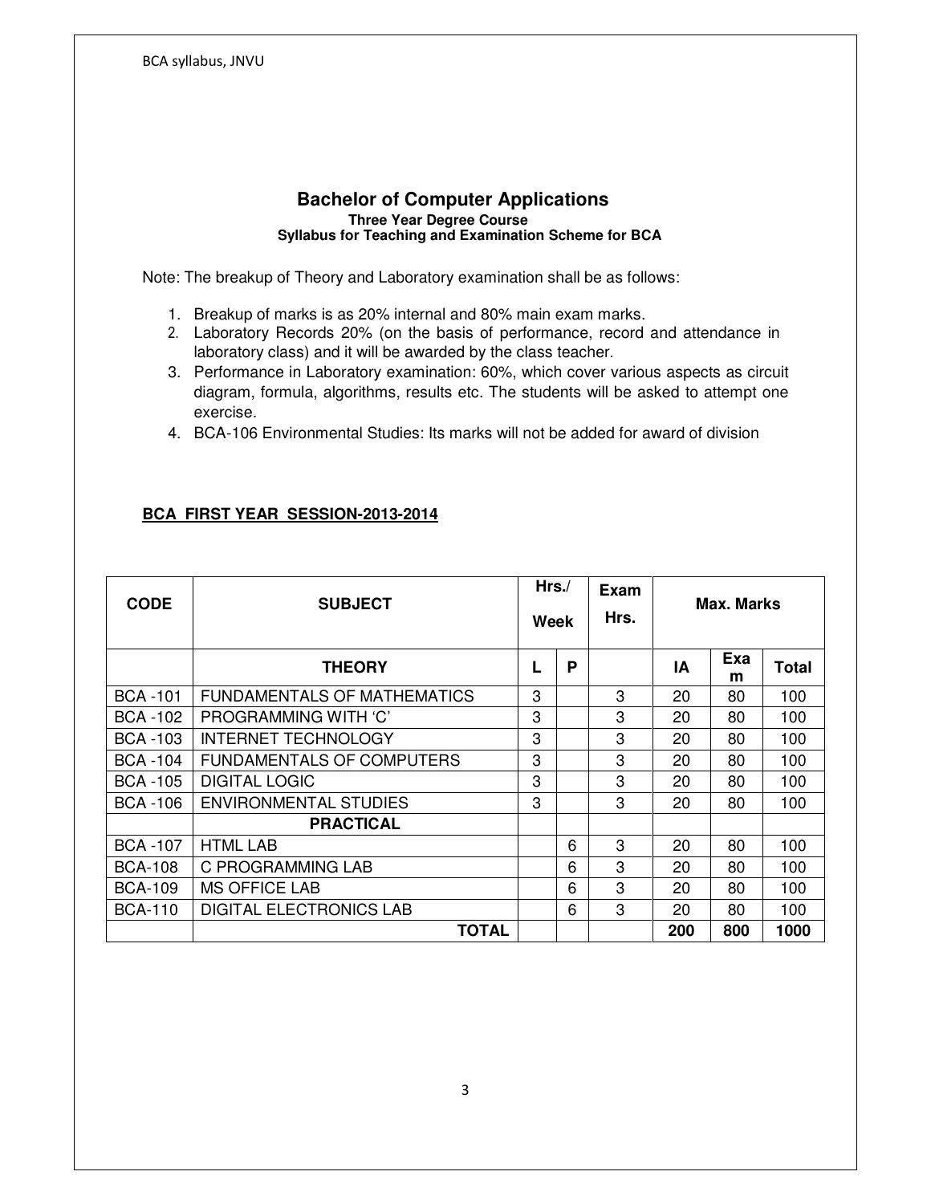# Bachelor of Computer Applications

**Three Year Degree Course**

**Syllabus for Teaching and Examination Scheme for BCA**

Note: The breakup of Theory and Laboratory examination shall be as follows:

1. Breakup of marks is as 20% internal and 80% main exam marks.
2. Laboratory Records 20% (on the basis of performance, record and attendance in laboratory class) and it will be awarded by the class teacher.
3. Performance in Laboratory examination: 60%, which cover various aspects as circuit diagram, formula, algorithms, results etc. The students will be asked to attempt one exercise.
4. BCA-106 Environmental Studies: Its marks will not be added for award of division

**BCA FIRST YEAR SESSION-2013-2014**

| CODE | SUBJECT | Hrs./ Week | | Exam Hrs. | Max. Marks | | |
|---|---|---|---|---|---|---|---|
| | **THEORY** | **L** | **P** | | **IA** | **Exam** | **Total** |
| BCA -101 | FUNDAMENTALS OF MATHEMATICS | 3 | | 3 | 20 | 80 | 100 |
| BCA -102 | PROGRAMMING WITH 'C' | 3 | | 3 | 20 | 80 | 100 |
| BCA -103 | INTERNET TECHNOLOGY | 3 | | 3 | 20 | 80 | 100 |
| BCA -104 | FUNDAMENTALS OF COMPUTERS | 3 | | 3 | 20 | 80 | 100 |
| BCA -105 | DIGITAL LOGIC | 3 | | 3 | 20 | 80 | 100 |
| BCA -106 | ENVIRONMENTAL STUDIES | 3 | | 3 | 20 | 80 | 100 |
| | **PRACTICAL** | | | | | | |
| BCA -107 | HTML LAB | | 6 | 3 | 20 | 80 | 100 |
| BCA-108 | C PROGRAMMING LAB | | 6 | 3 | 20 | 80 | 100 |
| BCA-109 | MS OFFICE LAB | | 6 | 3 | 20 | 80 | 100 |
| BCA-110 | DIGITAL ELECTRONICS LAB | | 6 | 3 | 20 | 80 | 100 |
| | **TOTAL** | | | | **200** | **800** | **1000** |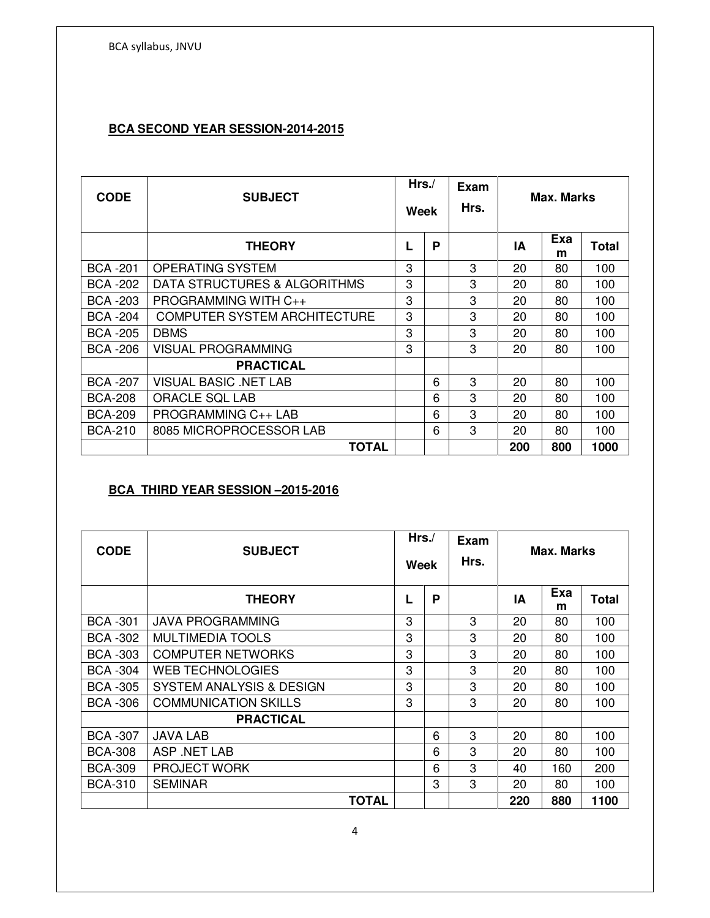**BCA SECOND YEAR SESSION-2014-2015**

| CODE | SUBJECT | Hrs./ Week | | Exam Hrs. | Max. Marks | | |
|---|---|---|---|---|---|---|---|
| | **THEORY** | L | P | | IA | Exam | Total |
| BCA -201 | OPERATING SYSTEM | 3 | | 3 | 20 | 80 | 100 |
| BCA -202 | DATA STRUCTURES & ALGORITHMS | 3 | | 3 | 20 | 80 | 100 |
| BCA -203 | PROGRAMMING WITH C++ | 3 | | 3 | 20 | 80 | 100 |
| BCA -204 | COMPUTER SYSTEM ARCHITECTURE | 3 | | 3 | 20 | 80 | 100 |
| BCA -205 | DBMS | 3 | | 3 | 20 | 80 | 100 |
| BCA -206 | VISUAL PROGRAMMING | 3 | | 3 | 20 | 80 | 100 |
| | **PRACTICAL** | | | | | | |
| BCA -207 | VISUAL BASIC .NET LAB | | 6 | 3 | 20 | 80 | 100 |
| BCA-208 | ORACLE SQL LAB | | 6 | 3 | 20 | 80 | 100 |
| BCA-209 | PROGRAMMING C++ LAB | | 6 | 3 | 20 | 80 | 100 |
| BCA-210 | 8085 MICROPROCESSOR LAB | | 6 | 3 | 20 | 80 | 100 |
| | **TOTAL** | | | | **200** | **800** | **1000** |

**BCA THIRD YEAR SESSION –2015-2016**

| CODE | SUBJECT | Hrs./ Week | | Exam Hrs. | Max. Marks | | |
|---|---|---|---|---|---|---|---|
| | **THEORY** | L | P | | IA | Exam | Total |
| BCA -301 | JAVA PROGRAMMING | 3 | | 3 | 20 | 80 | 100 |
| BCA -302 | MULTIMEDIA TOOLS | 3 | | 3 | 20 | 80 | 100 |
| BCA -303 | COMPUTER NETWORKS | 3 | | 3 | 20 | 80 | 100 |
| BCA -304 | WEB TECHNOLOGIES | 3 | | 3 | 20 | 80 | 100 |
| BCA -305 | SYSTEM ANALYSIS & DESIGN | 3 | | 3 | 20 | 80 | 100 |
| BCA -306 | COMMUNICATION SKILLS | 3 | | 3 | 20 | 80 | 100 |
| | **PRACTICAL** | | | | | | |
| BCA -307 | JAVA LAB | | 6 | 3 | 20 | 80 | 100 |
| BCA-308 | ASP .NET LAB | | 6 | 3 | 20 | 80 | 100 |
| BCA-309 | PROJECT WORK | | 6 | 3 | 40 | 160 | 200 |
| BCA-310 | SEMINAR | | 3 | 3 | 20 | 80 | 100 |
| | **TOTAL** | | | | **220** | **880** | **1100** |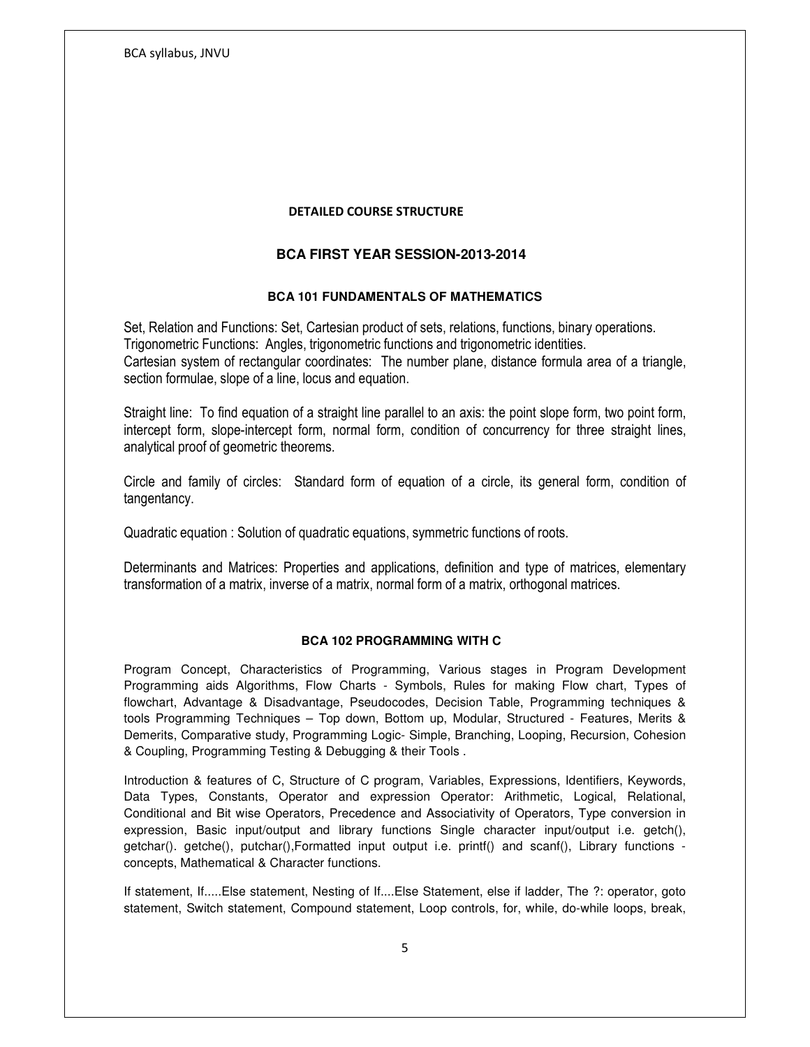## DETAILED COURSE STRUCTURE

## BCA FIRST YEAR SESSION-2013-2014

### BCA 101 FUNDAMENTALS OF MATHEMATICS

Set, Relation and Functions: Set, Cartesian product of sets, relations, functions, binary operations.
Trigonometric Functions: Angles, trigonometric functions and trigonometric identities.
Cartesian system of rectangular coordinates: The number plane, distance formula area of a triangle, section formulae, slope of a line, locus and equation.

Straight line: To find equation of a straight line parallel to an axis: the point slope form, two point form, intercept form, slope-intercept form, normal form, condition of concurrency for three straight lines, analytical proof of geometric theorems.

Circle and family of circles: Standard form of equation of a circle, its general form, condition of tangentancy.

Quadratic equation : Solution of quadratic equations, symmetric functions of roots.

Determinants and Matrices: Properties and applications, definition and type of matrices, elementary transformation of a matrix, inverse of a matrix, normal form of a matrix, orthogonal matrices.

### BCA 102 PROGRAMMING WITH C

Program Concept, Characteristics of Programming, Various stages in Program Development Programming aids Algorithms, Flow Charts - Symbols, Rules for making Flow chart, Types of flowchart, Advantage & Disadvantage, Pseudocodes, Decision Table, Programming techniques & tools Programming Techniques – Top down, Bottom up, Modular, Structured - Features, Merits & Demerits, Comparative study, Programming Logic- Simple, Branching, Looping, Recursion, Cohesion & Coupling, Programming Testing & Debugging & their Tools .

Introduction & features of C, Structure of C program, Variables, Expressions, Identifiers, Keywords, Data Types, Constants, Operator and expression Operator: Arithmetic, Logical, Relational, Conditional and Bit wise Operators, Precedence and Associativity of Operators, Type conversion in expression, Basic input/output and library functions Single character input/output i.e. getch(), getchar(). getche(), putchar(),Formatted input output i.e. printf() and scanf(), Library functions - concepts, Mathematical & Character functions.

If statement, If.....Else statement, Nesting of If....Else Statement, else if ladder, The ?: operator, goto statement, Switch statement, Compound statement, Loop controls, for, while, do-while loops, break,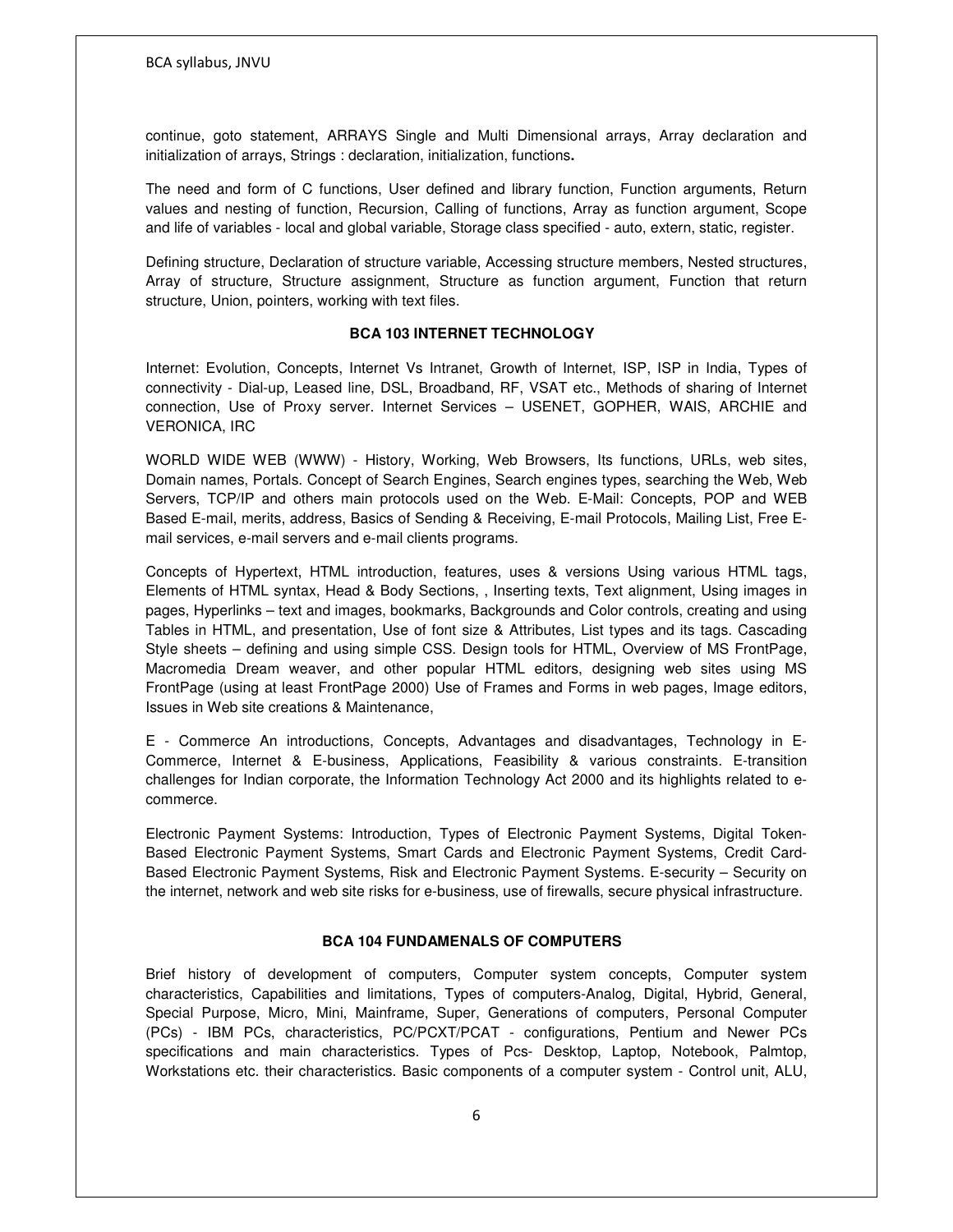continue, goto statement, ARRAYS Single and Multi Dimensional arrays, Array declaration and initialization of arrays, Strings : declaration, initialization, functions**.**

The need and form of C functions, User defined and library function, Function arguments, Return values and nesting of function, Recursion, Calling of functions, Array as function argument, Scope and life of variables - local and global variable, Storage class specified - auto, extern, static, register.

Defining structure, Declaration of structure variable, Accessing structure members, Nested structures, Array of structure, Structure assignment, Structure as function argument, Function that return structure, Union, pointers, working with text files.

### BCA 103 INTERNET TECHNOLOGY

Internet: Evolution, Concepts, Internet Vs Intranet, Growth of Internet, ISP, ISP in India, Types of connectivity - Dial-up, Leased line, DSL, Broadband, RF, VSAT etc., Methods of sharing of Internet connection, Use of Proxy server. Internet Services – USENET, GOPHER, WAIS, ARCHIE and VERONICA, IRC

WORLD WIDE WEB (WWW) - History, Working, Web Browsers, Its functions, URLs, web sites, Domain names, Portals. Concept of Search Engines, Search engines types, searching the Web, Web Servers, TCP/IP and others main protocols used on the Web. E-Mail: Concepts, POP and WEB Based E-mail, merits, address, Basics of Sending & Receiving, E-mail Protocols, Mailing List, Free E-mail services, e-mail servers and e-mail clients programs.

Concepts of Hypertext, HTML introduction, features, uses & versions Using various HTML tags, Elements of HTML syntax, Head & Body Sections, , Inserting texts, Text alignment, Using images in pages, Hyperlinks – text and images, bookmarks, Backgrounds and Color controls, creating and using Tables in HTML, and presentation, Use of font size & Attributes, List types and its tags. Cascading Style sheets – defining and using simple CSS. Design tools for HTML, Overview of MS FrontPage, Macromedia Dream weaver, and other popular HTML editors, designing web sites using MS FrontPage (using at least FrontPage 2000) Use of Frames and Forms in web pages, Image editors, Issues in Web site creations & Maintenance,

E - Commerce An introductions, Concepts, Advantages and disadvantages, Technology in E-Commerce, Internet & E-business, Applications, Feasibility & various constraints. E-transition challenges for Indian corporate, the Information Technology Act 2000 and its highlights related to e-commerce.

Electronic Payment Systems: Introduction, Types of Electronic Payment Systems, Digital Token-Based Electronic Payment Systems, Smart Cards and Electronic Payment Systems, Credit Card-Based Electronic Payment Systems, Risk and Electronic Payment Systems. E-security – Security on the internet, network and web site risks for e-business, use of firewalls, secure physical infrastructure.

### BCA 104 FUNDAMENALS OF COMPUTERS

Brief history of development of computers, Computer system concepts, Computer system characteristics, Capabilities and limitations, Types of computers-Analog, Digital, Hybrid, General, Special Purpose, Micro, Mini, Mainframe, Super, Generations of computers, Personal Computer (PCs) - IBM PCs, characteristics, PC/PCXT/PCAT - configurations, Pentium and Newer PCs specifications and main characteristics. Types of Pcs- Desktop, Laptop, Notebook, Palmtop, Workstations etc. their characteristics. Basic components of a computer system - Control unit, ALU,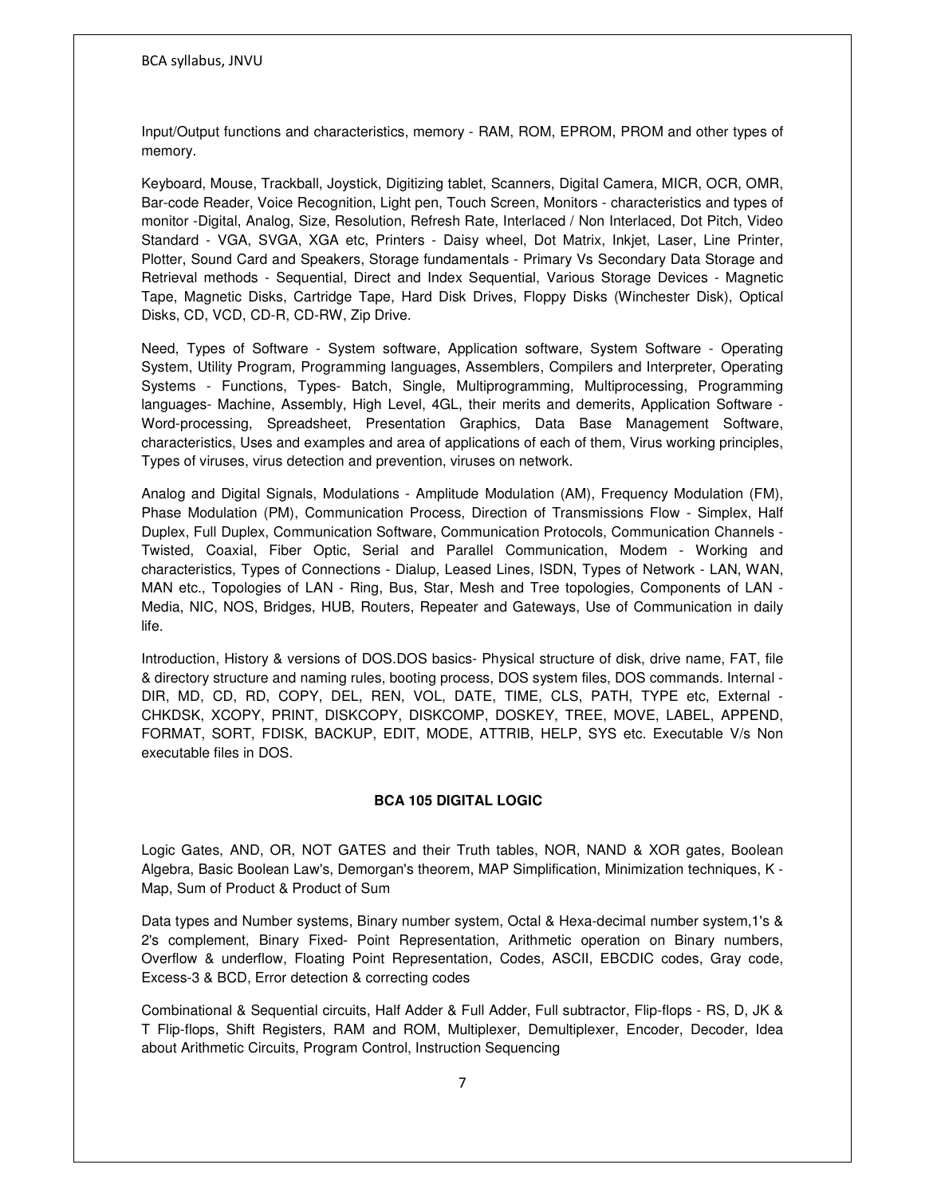Input/Output functions and characteristics, memory - RAM, ROM, EPROM, PROM and other types of memory.

Keyboard, Mouse, Trackball, Joystick, Digitizing tablet, Scanners, Digital Camera, MICR, OCR, OMR, Bar-code Reader, Voice Recognition, Light pen, Touch Screen, Monitors - characteristics and types of monitor -Digital, Analog, Size, Resolution, Refresh Rate, Interlaced / Non Interlaced, Dot Pitch, Video Standard - VGA, SVGA, XGA etc, Printers - Daisy wheel, Dot Matrix, Inkjet, Laser, Line Printer, Plotter, Sound Card and Speakers, Storage fundamentals - Primary Vs Secondary Data Storage and Retrieval methods - Sequential, Direct and Index Sequential, Various Storage Devices - Magnetic Tape, Magnetic Disks, Cartridge Tape, Hard Disk Drives, Floppy Disks (Winchester Disk), Optical Disks, CD, VCD, CD-R, CD-RW, Zip Drive.

Need, Types of Software - System software, Application software, System Software - Operating System, Utility Program, Programming languages, Assemblers, Compilers and Interpreter, Operating Systems - Functions, Types- Batch, Single, Multiprogramming, Multiprocessing, Programming languages- Machine, Assembly, High Level, 4GL, their merits and demerits, Application Software - Word-processing, Spreadsheet, Presentation Graphics, Data Base Management Software, characteristics, Uses and examples and area of applications of each of them, Virus working principles, Types of viruses, virus detection and prevention, viruses on network.

Analog and Digital Signals, Modulations - Amplitude Modulation (AM), Frequency Modulation (FM), Phase Modulation (PM), Communication Process, Direction of Transmissions Flow - Simplex, Half Duplex, Full Duplex, Communication Software, Communication Protocols, Communication Channels - Twisted, Coaxial, Fiber Optic, Serial and Parallel Communication, Modem - Working and characteristics, Types of Connections - Dialup, Leased Lines, ISDN, Types of Network - LAN, WAN, MAN etc., Topologies of LAN - Ring, Bus, Star, Mesh and Tree topologies, Components of LAN - Media, NIC, NOS, Bridges, HUB, Routers, Repeater and Gateways, Use of Communication in daily life.

Introduction, History & versions of DOS.DOS basics- Physical structure of disk, drive name, FAT, file & directory structure and naming rules, booting process, DOS system files, DOS commands. Internal - DIR, MD, CD, RD, COPY, DEL, REN, VOL, DATE, TIME, CLS, PATH, TYPE etc, External - CHKDSK, XCOPY, PRINT, DISKCOPY, DISKCOMP, DOSKEY, TREE, MOVE, LABEL, APPEND, FORMAT, SORT, FDISK, BACKUP, EDIT, MODE, ATTRIB, HELP, SYS etc. Executable V/s Non executable files in DOS.

## BCA 105 DIGITAL LOGIC

Logic Gates, AND, OR, NOT GATES and their Truth tables, NOR, NAND & XOR gates, Boolean Algebra, Basic Boolean Law's, Demorgan's theorem, MAP Simplification, Minimization techniques, K - Map, Sum of Product & Product of Sum

Data types and Number systems, Binary number system, Octal & Hexa-decimal number system,1's & 2's complement, Binary Fixed- Point Representation, Arithmetic operation on Binary numbers, Overflow & underflow, Floating Point Representation, Codes, ASCII, EBCDIC codes, Gray code, Excess-3 & BCD, Error detection & correcting codes

Combinational & Sequential circuits, Half Adder & Full Adder, Full subtractor, Flip-flops - RS, D, JK & T Flip-flops, Shift Registers, RAM and ROM, Multiplexer, Demultiplexer, Encoder, Decoder, Idea about Arithmetic Circuits, Program Control, Instruction Sequencing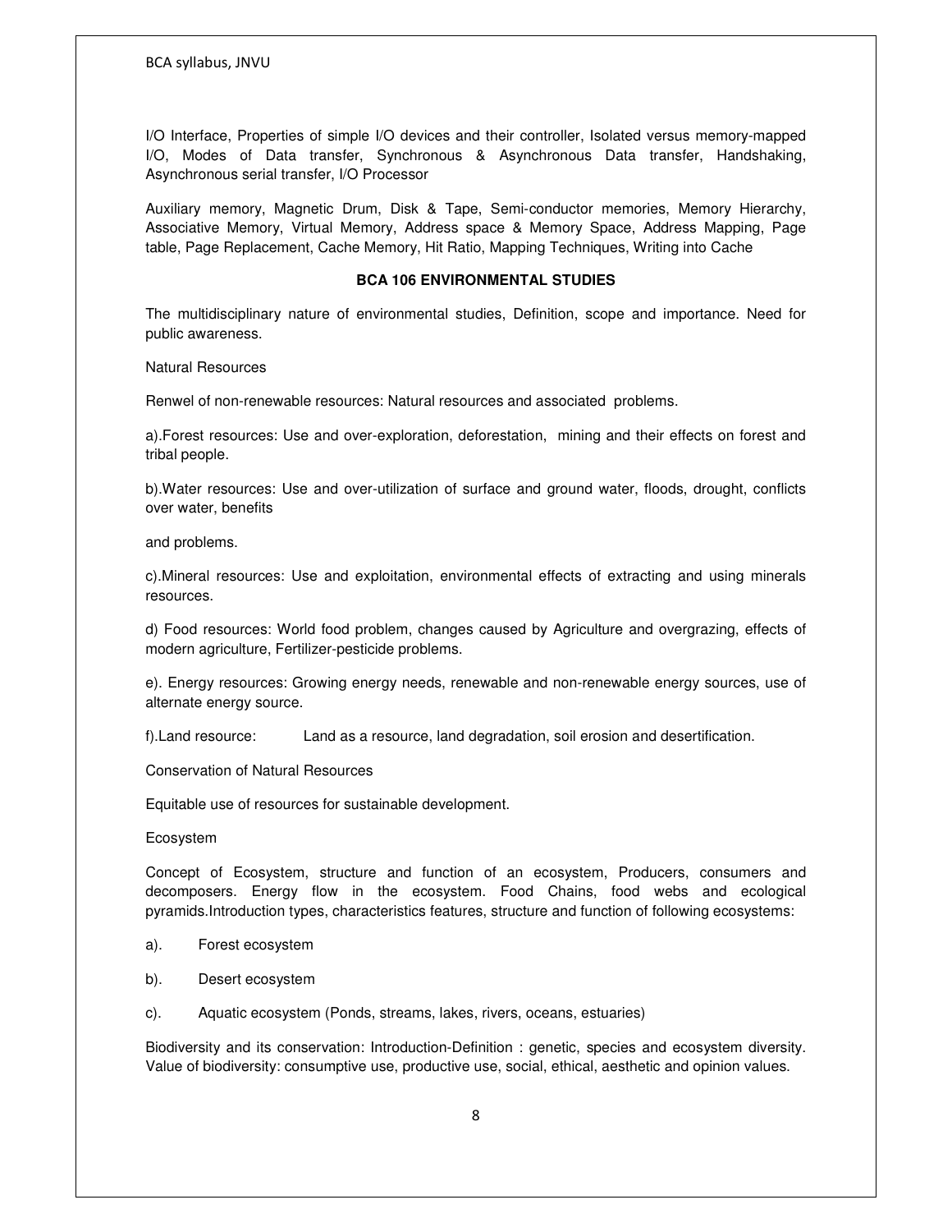I/O Interface, Properties of simple I/O devices and their controller, Isolated versus memory-mapped I/O, Modes of Data transfer, Synchronous & Asynchronous Data transfer, Handshaking, Asynchronous serial transfer, I/O Processor

Auxiliary memory, Magnetic Drum, Disk & Tape, Semi-conductor memories, Memory Hierarchy, Associative Memory, Virtual Memory, Address space & Memory Space, Address Mapping, Page table, Page Replacement, Cache Memory, Hit Ratio, Mapping Techniques, Writing into Cache

### BCA 106 ENVIRONMENTAL STUDIES

The multidisciplinary nature of environmental studies, Definition, scope and importance. Need for public awareness.

Natural Resources

Renwel of non-renewable resources: Natural resources and associated problems.

a).Forest resources: Use and over-exploration, deforestation, mining and their effects on forest and tribal people.

b).Water resources: Use and over-utilization of surface and ground water, floods, drought, conflicts over water, benefits

and problems.

c).Mineral resources: Use and exploitation, environmental effects of extracting and using minerals resources.

d) Food resources: World food problem, changes caused by Agriculture and overgrazing, effects of modern agriculture, Fertilizer-pesticide problems.

e). Energy resources: Growing energy needs, renewable and non-renewable energy sources, use of alternate energy source.

f).Land resource: Land as a resource, land degradation, soil erosion and desertification.

Conservation of Natural Resources

Equitable use of resources for sustainable development.

Ecosystem

Concept of Ecosystem, structure and function of an ecosystem, Producers, consumers and decomposers. Energy flow in the ecosystem. Food Chains, food webs and ecological pyramids.Introduction types, characteristics features, structure and function of following ecosystems:

a). Forest ecosystem

b). Desert ecosystem

c). Aquatic ecosystem (Ponds, streams, lakes, rivers, oceans, estuaries)

Biodiversity and its conservation: Introduction-Definition : genetic, species and ecosystem diversity. Value of biodiversity: consumptive use, productive use, social, ethical, aesthetic and opinion values.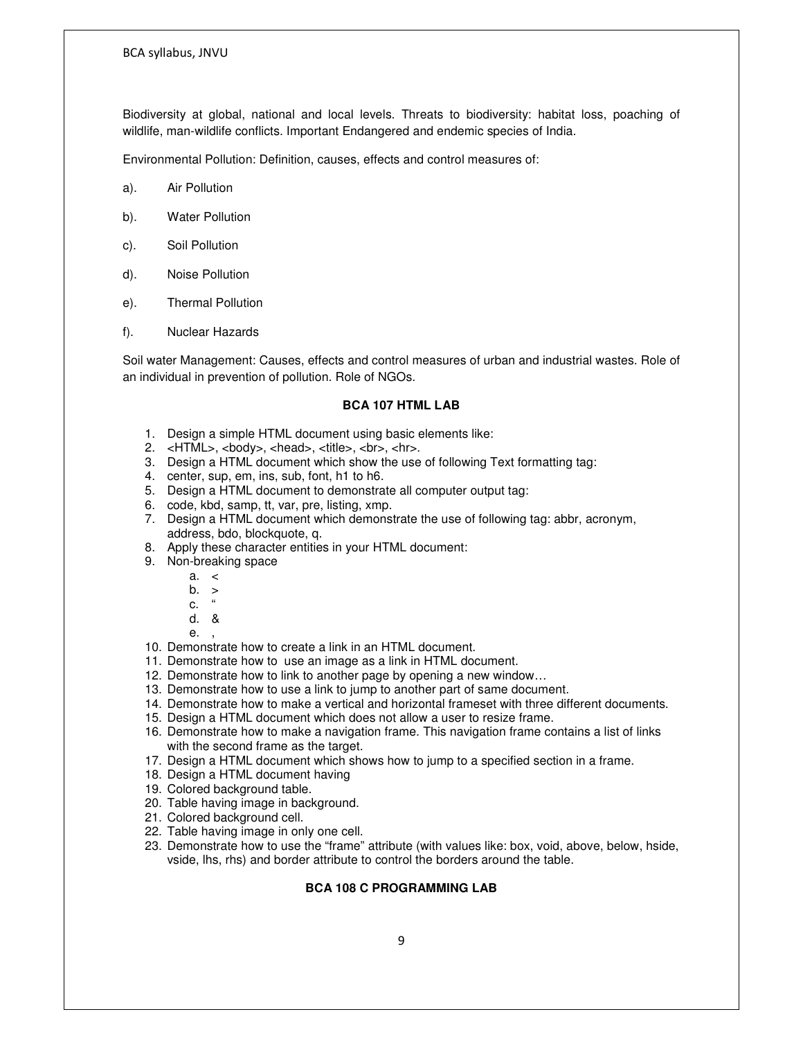Biodiversity at global, national and local levels. Threats to biodiversity: habitat loss, poaching of wildlife, man-wildlife conflicts. Important Endangered and endemic species of India.

Environmental Pollution: Definition, causes, effects and control measures of:

a). Air Pollution

b). Water Pollution

c). Soil Pollution

d). Noise Pollution

e). Thermal Pollution

f). Nuclear Hazards

Soil water Management: Causes, effects and control measures of urban and industrial wastes. Role of an individual in prevention of pollution. Role of NGOs.

### BCA 107 HTML LAB

1. Design a simple HTML document using basic elements like:
2. <HTML>, <body>, <head>, <title>, <br>, <hr>.
3. Design a HTML document which show the use of following Text formatting tag:
4. center, sup, em, ins, sub, font, h1 to h6.
5. Design a HTML document to demonstrate all computer output tag:
6. code, kbd, samp, tt, var, pre, listing, xmp.
7. Design a HTML document which demonstrate the use of following tag: abbr, acronym, address, bdo, blockquote, q.
8. Apply these character entities in your HTML document:
9. Non-breaking space
    a. <
    b. >
    c. “
    d. &
    e. ,
10. Demonstrate how to create a link in an HTML document.
11. Demonstrate how to use an image as a link in HTML document.
12. Demonstrate how to link to another page by opening a new window…
13. Demonstrate how to use a link to jump to another part of same document.
14. Demonstrate how to make a vertical and horizontal frameset with three different documents.
15. Design a HTML document which does not allow a user to resize frame.
16. Demonstrate how to make a navigation frame. This navigation frame contains a list of links with the second frame as the target.
17. Design a HTML document which shows how to jump to a specified section in a frame.
18. Design a HTML document having
19. Colored background table.
20. Table having image in background.
21. Colored background cell.
22. Table having image in only one cell.
23. Demonstrate how to use the “frame” attribute (with values like: box, void, above, below, hside, vside, lhs, rhs) and border attribute to control the borders around the table.

### BCA 108 C PROGRAMMING LAB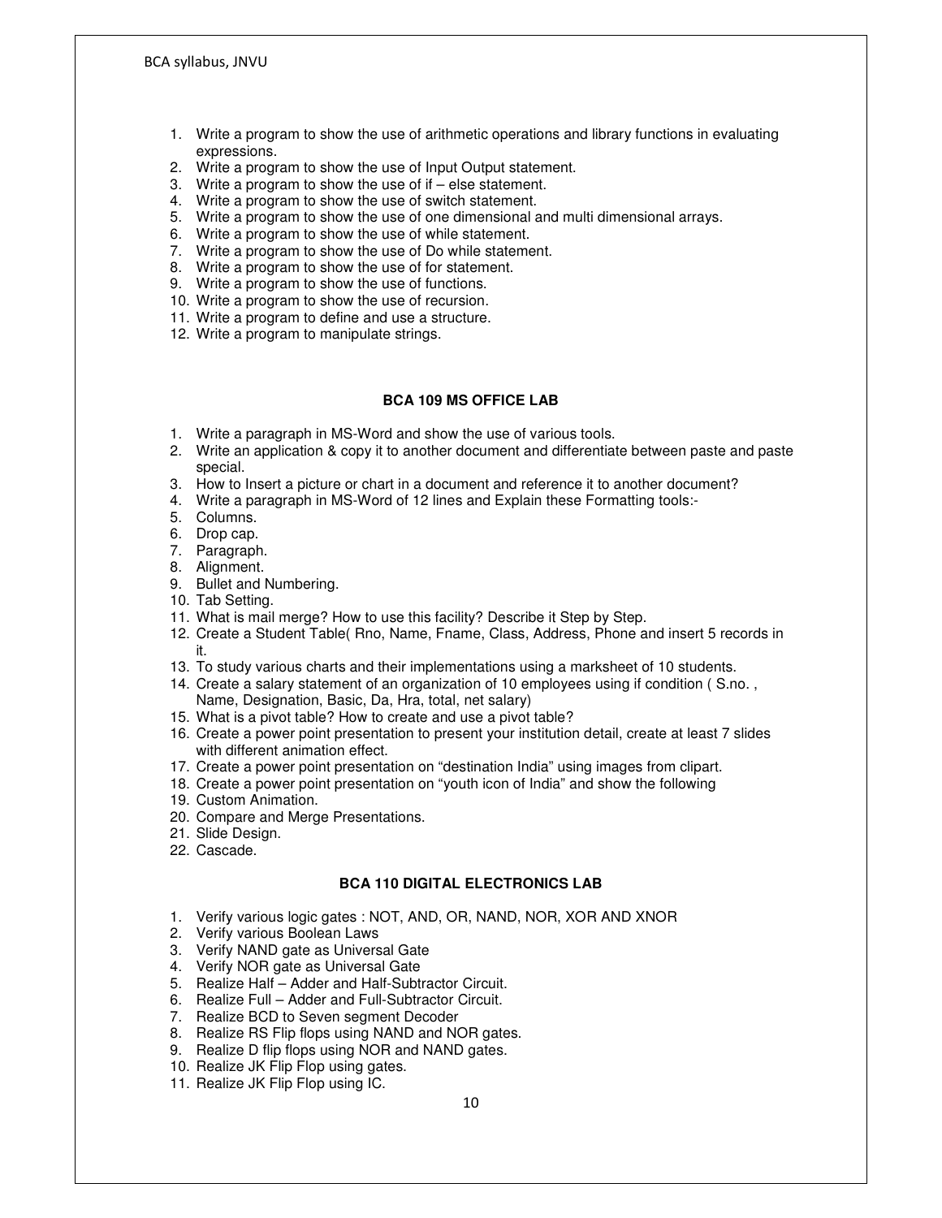1. Write a program to show the use of arithmetic operations and library functions in evaluating expressions.
2. Write a program to show the use of Input Output statement.
3. Write a program to show the use of if – else statement.
4. Write a program to show the use of switch statement.
5. Write a program to show the use of one dimensional and multi dimensional arrays.
6. Write a program to show the use of while statement.
7. Write a program to show the use of Do while statement.
8. Write a program to show the use of for statement.
9. Write a program to show the use of functions.
10. Write a program to show the use of recursion.
11. Write a program to define and use a structure.
12. Write a program to manipulate strings.

### BCA 109 MS OFFICE LAB

1. Write a paragraph in MS-Word and show the use of various tools.
2. Write an application & copy it to another document and differentiate between paste and paste special.
3. How to Insert a picture or chart in a document and reference it to another document?
4. Write a paragraph in MS-Word of 12 lines and Explain these Formatting tools:-
5. Columns.
6. Drop cap.
7. Paragraph.
8. Alignment.
9. Bullet and Numbering.
10. Tab Setting.
11. What is mail merge? How to use this facility? Describe it Step by Step.
12. Create a Student Table( Rno, Name, Fname, Class, Address, Phone and insert 5 records in it.
13. To study various charts and their implementations using a marksheet of 10 students.
14. Create a salary statement of an organization of 10 employees using if condition ( S.no. , Name, Designation, Basic, Da, Hra, total, net salary)
15. What is a pivot table? How to create and use a pivot table?
16. Create a power point presentation to present your institution detail, create at least 7 slides with different animation effect.
17. Create a power point presentation on "destination India" using images from clipart.
18. Create a power point presentation on "youth icon of India" and show the following
19. Custom Animation.
20. Compare and Merge Presentations.
21. Slide Design.
22. Cascade.

### BCA 110 DIGITAL ELECTRONICS LAB

1. Verify various logic gates : NOT, AND, OR, NAND, NOR, XOR AND XNOR
2. Verify various Boolean Laws
3. Verify NAND gate as Universal Gate
4. Verify NOR gate as Universal Gate
5. Realize Half – Adder and Half-Subtractor Circuit.
6. Realize Full – Adder and Full-Subtractor Circuit.
7. Realize BCD to Seven segment Decoder
8. Realize RS Flip flops using NAND and NOR gates.
9. Realize D flip flops using NOR and NAND gates.
10. Realize JK Flip Flop using gates.
11. Realize JK Flip Flop using IC.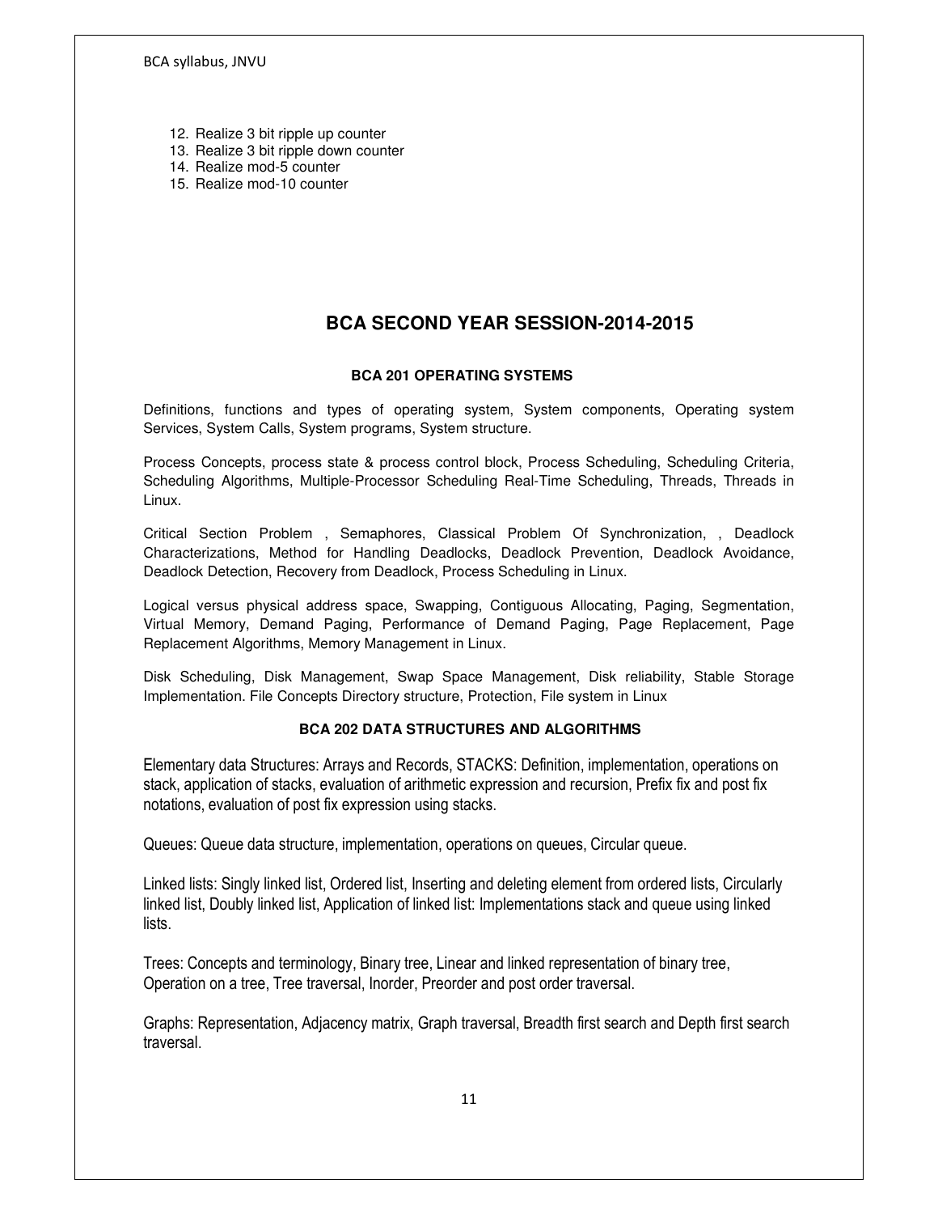12. Realize 3 bit ripple up counter
13. Realize 3 bit ripple down counter
14. Realize mod-5 counter
15. Realize mod-10 counter

## BCA SECOND YEAR SESSION-2014-2015

### BCA 201 OPERATING SYSTEMS

Definitions, functions and types of operating system, System components, Operating system Services, System Calls, System programs, System structure.

Process Concepts, process state & process control block, Process Scheduling, Scheduling Criteria, Scheduling Algorithms, Multiple-Processor Scheduling Real-Time Scheduling, Threads, Threads in Linux.

Critical Section Problem , Semaphores, Classical Problem Of Synchronization, , Deadlock Characterizations, Method for Handling Deadlocks, Deadlock Prevention, Deadlock Avoidance, Deadlock Detection, Recovery from Deadlock, Process Scheduling in Linux.

Logical versus physical address space, Swapping, Contiguous Allocating, Paging, Segmentation, Virtual Memory, Demand Paging, Performance of Demand Paging, Page Replacement, Page Replacement Algorithms, Memory Management in Linux.

Disk Scheduling, Disk Management, Swap Space Management, Disk reliability, Stable Storage Implementation. File Concepts Directory structure, Protection, File system in Linux

### BCA 202 DATA STRUCTURES AND ALGORITHMS

Elementary data Structures: Arrays and Records, STACKS: Definition, implementation, operations on stack, application of stacks, evaluation of arithmetic expression and recursion, Prefix fix and post fix notations, evaluation of post fix expression using stacks.

Queues: Queue data structure, implementation, operations on queues, Circular queue.

Linked lists: Singly linked list, Ordered list, Inserting and deleting element from ordered lists, Circularly linked list, Doubly linked list, Application of linked list: Implementations stack and queue using linked lists.

Trees: Concepts and terminology, Binary tree, Linear and linked representation of binary tree, Operation on a tree, Tree traversal, Inorder, Preorder and post order traversal.

Graphs: Representation, Adjacency matrix, Graph traversal, Breadth first search and Depth first search traversal.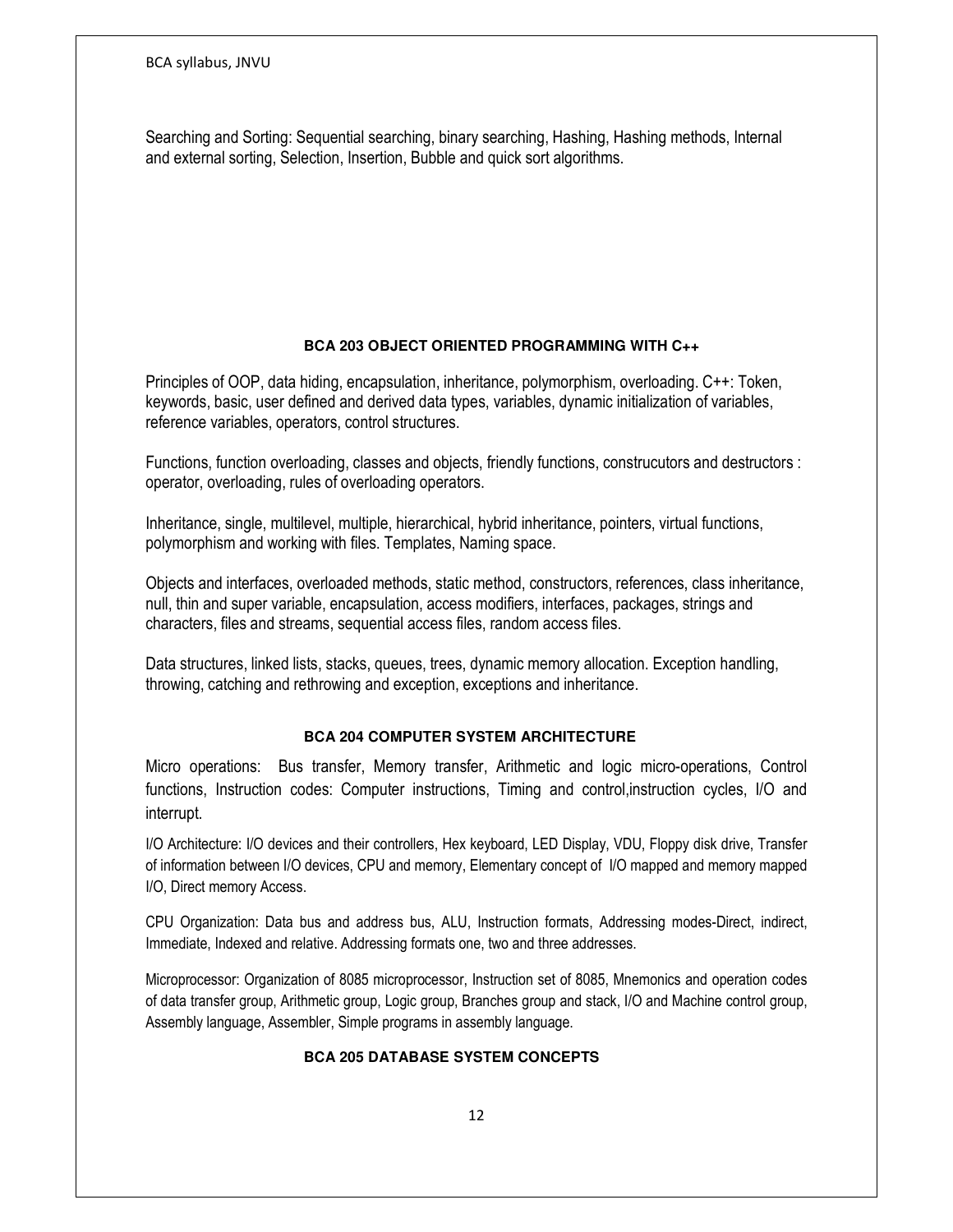Searching and Sorting: Sequential searching, binary searching, Hashing, Hashing methods, Internal and external sorting, Selection, Insertion, Bubble and quick sort algorithms.

### BCA 203 OBJECT ORIENTED PROGRAMMING WITH C++

Principles of OOP, data hiding, encapsulation, inheritance, polymorphism, overloading. C++: Token, keywords, basic, user defined and derived data types, variables, dynamic initialization of variables, reference variables, operators, control structures.

Functions, function overloading, classes and objects, friendly functions, construcutors and destructors : operator, overloading, rules of overloading operators.

Inheritance, single, multilevel, multiple, hierarchical, hybrid inheritance, pointers, virtual functions, polymorphism and working with files. Templates, Naming space.

Objects and interfaces, overloaded methods, static method, constructors, references, class inheritance, null, thin and super variable, encapsulation, access modifiers, interfaces, packages, strings and characters, files and streams, sequential access files, random access files.

Data structures, linked lists, stacks, queues, trees, dynamic memory allocation. Exception handling, throwing, catching and rethrowing and exception, exceptions and inheritance.

### BCA 204 COMPUTER SYSTEM ARCHITECTURE

Micro operations: Bus transfer, Memory transfer, Arithmetic and logic micro-operations, Control functions, Instruction codes: Computer instructions, Timing and control,instruction cycles, I/O and interrupt.

I/O Architecture: I/O devices and their controllers, Hex keyboard, LED Display, VDU, Floppy disk drive, Transfer of information between I/O devices, CPU and memory, Elementary concept of I/O mapped and memory mapped I/O, Direct memory Access.

CPU Organization: Data bus and address bus, ALU, Instruction formats, Addressing modes-Direct, indirect, Immediate, Indexed and relative. Addressing formats one, two and three addresses.

Microprocessor: Organization of 8085 microprocessor, Instruction set of 8085, Mnemonics and operation codes of data transfer group, Arithmetic group, Logic group, Branches group and stack, I/O and Machine control group, Assembly language, Assembler, Simple programs in assembly language.

### BCA 205 DATABASE SYSTEM CONCEPTS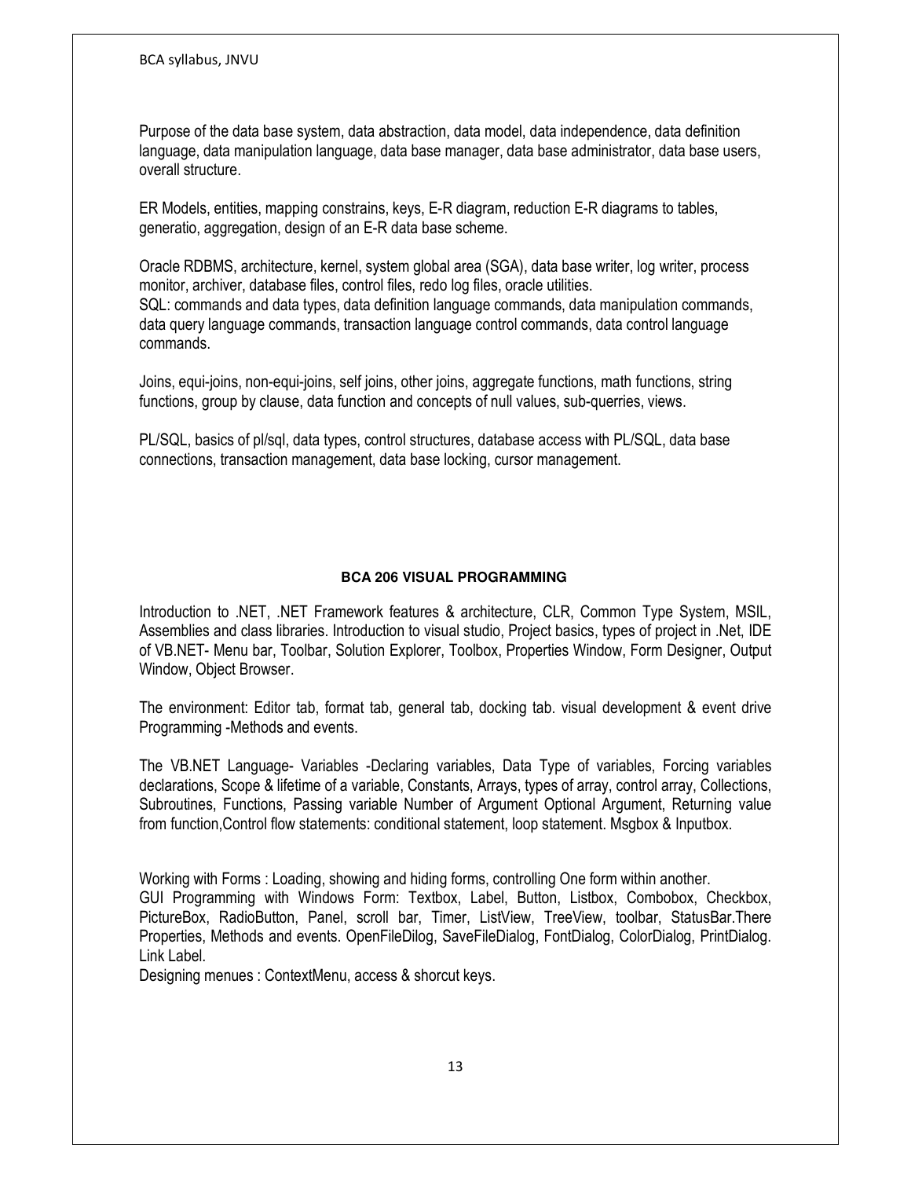Purpose of the data base system, data abstraction, data model, data independence, data definition language, data manipulation language, data base manager, data base administrator, data base users, overall structure.

ER Models, entities, mapping constrains, keys, E-R diagram, reduction E-R diagrams to tables, generatio, aggregation, design of an E-R data base scheme.

Oracle RDBMS, architecture, kernel, system global area (SGA), data base writer, log writer, process monitor, archiver, database files, control files, redo log files, oracle utilities.
SQL: commands and data types, data definition language commands, data manipulation commands, data query language commands, transaction language control commands, data control language commands.

Joins, equi-joins, non-equi-joins, self joins, other joins, aggregate functions, math functions, string functions, group by clause, data function and concepts of null values, sub-querries, views.

PL/SQL, basics of pl/sql, data types, control structures, database access with PL/SQL, data base connections, transaction management, data base locking, cursor management.

**BCA 206 VISUAL PROGRAMMING**

Introduction to .NET, .NET Framework features & architecture, CLR, Common Type System, MSIL, Assemblies and class libraries. Introduction to visual studio, Project basics, types of project in .Net, IDE of VB.NET- Menu bar, Toolbar, Solution Explorer, Toolbox, Properties Window, Form Designer, Output Window, Object Browser.

The environment: Editor tab, format tab, general tab, docking tab. visual development & event drive Programming -Methods and events.

The VB.NET Language- Variables -Declaring variables, Data Type of variables, Forcing variables declarations, Scope & lifetime of a variable, Constants, Arrays, types of array, control array, Collections, Subroutines, Functions, Passing variable Number of Argument Optional Argument, Returning value from function,Control flow statements: conditional statement, loop statement. Msgbox & Inputbox.

Working with Forms : Loading, showing and hiding forms, controlling One form within another.
GUI Programming with Windows Form: Textbox, Label, Button, Listbox, Combobox, Checkbox, PictureBox, RadioButton, Panel, scroll bar, Timer, ListView, TreeView, toolbar, StatusBar.There Properties, Methods and events. OpenFileDilog, SaveFileDialog, FontDialog, ColorDialog, PrintDialog. Link Label.
Designing menues : ContextMenu, access & shorcut keys.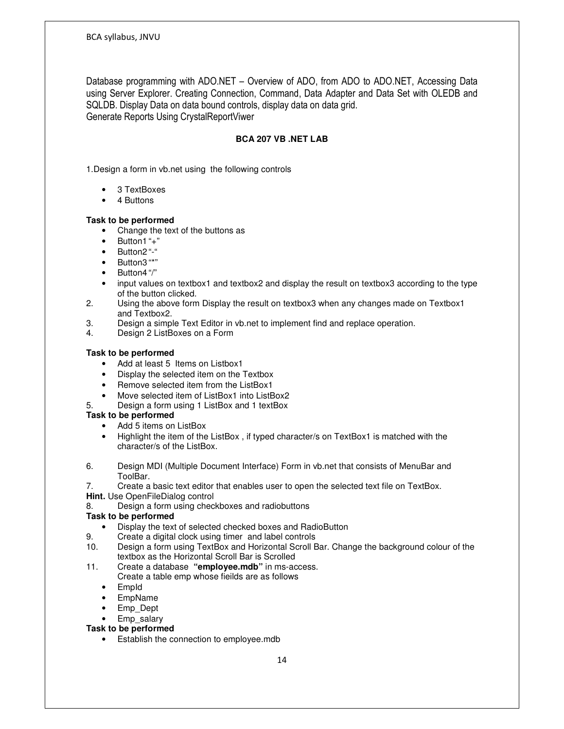Database programming with ADO.NET – Overview of ADO, from ADO to ADO.NET, Accessing Data using Server Explorer. Creating Connection, Command, Data Adapter and Data Set with OLEDB and SQLDB. Display Data on data bound controls, display data on data grid.
Generate Reports Using CrystalReportViwer

### BCA 207 VB .NET LAB

1.Design a form in vb.net using the following controls

- 3 TextBoxes
- 4 Buttons

**Task to be performed**

- Change the text of the buttons as
- Button1 "+"
- Button2 "-"
- Button3 "*"
- Button4 "/"
- input values on textbox1 and textbox2 and display the result on textbox3 according to the type of the button clicked.

2. Using the above form Display the result on textbox3 when any changes made on Textbox1 and Textbox2.
3. Design a simple Text Editor in vb.net to implement find and replace operation.
4. Design 2 ListBoxes on a Form

**Task to be performed**

- Add at least 5 Items on Listbox1
- Display the selected item on the Textbox
- Remove selected item from the ListBox1
- Move selected item of ListBox1 into ListBox2

5. Design a form using 1 ListBox and 1 textBox

**Task to be performed**

- Add 5 items on ListBox
- Highlight the item of the ListBox , if typed character/s on TextBox1 is matched with the character/s of the ListBox.

6. Design MDI (Multiple Document Interface) Form in vb.net that consists of MenuBar and ToolBar.
7. Create a basic text editor that enables user to open the selected text file on TextBox.

**Hint.** Use OpenFileDialog control

8. Design a form using checkboxes and radiobuttons

**Task to be performed**

- Display the text of selected checked boxes and RadioButton

9. Create a digital clock using timer and label controls
10. Design a form using TextBox and Horizontal Scroll Bar. Change the background colour of the textbox as the Horizontal Scroll Bar is Scrolled
11. Create a database **"employee.mdb"** in ms-access.
    Create a table emp whose fieilds are as follows

- EmpId
- EmpName
- Emp_Dept
- Emp_salary

**Task to be performed**

- Establish the connection to employee.mdb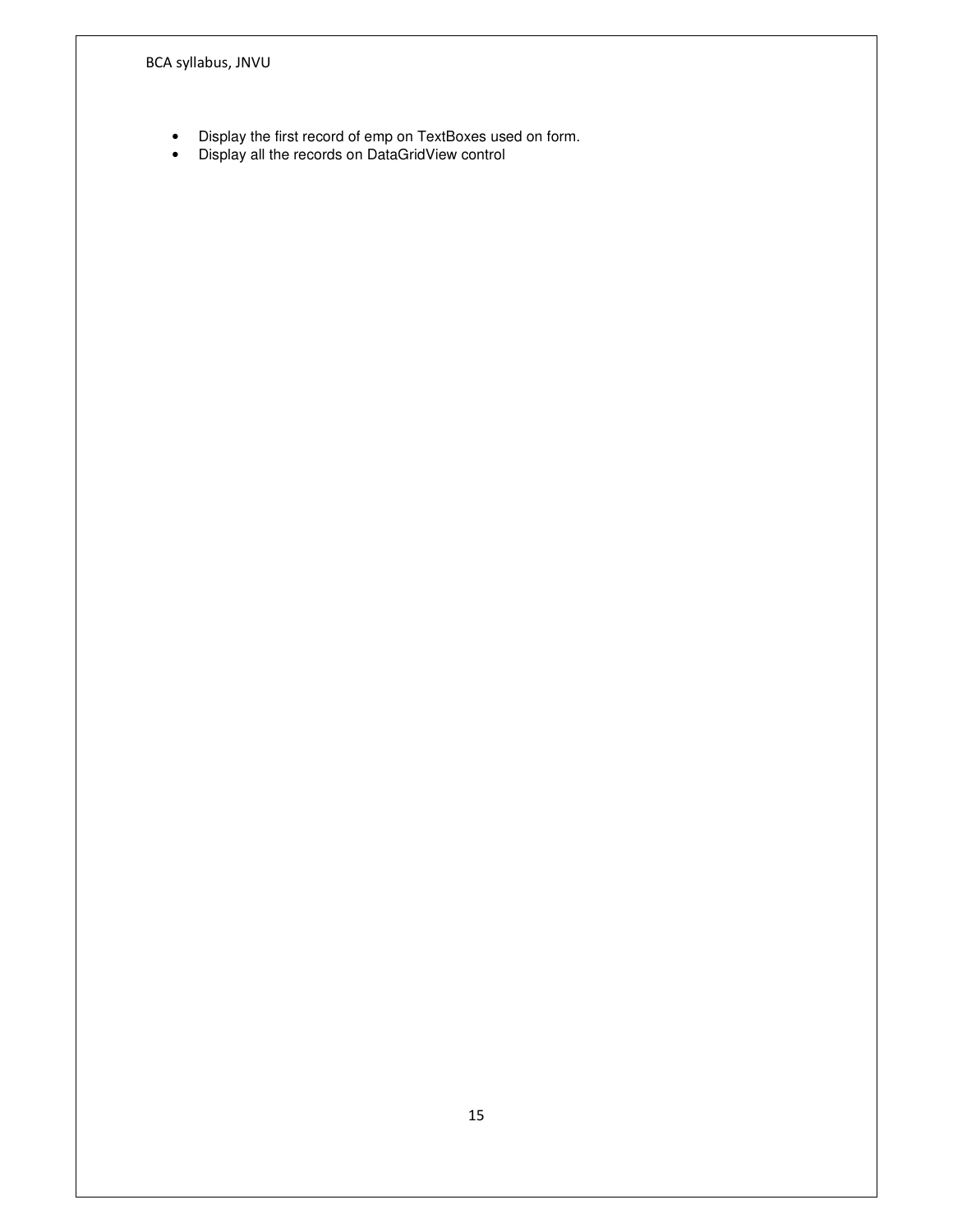- Display the first record of emp on TextBoxes used on form.
- Display all the records on DataGridView control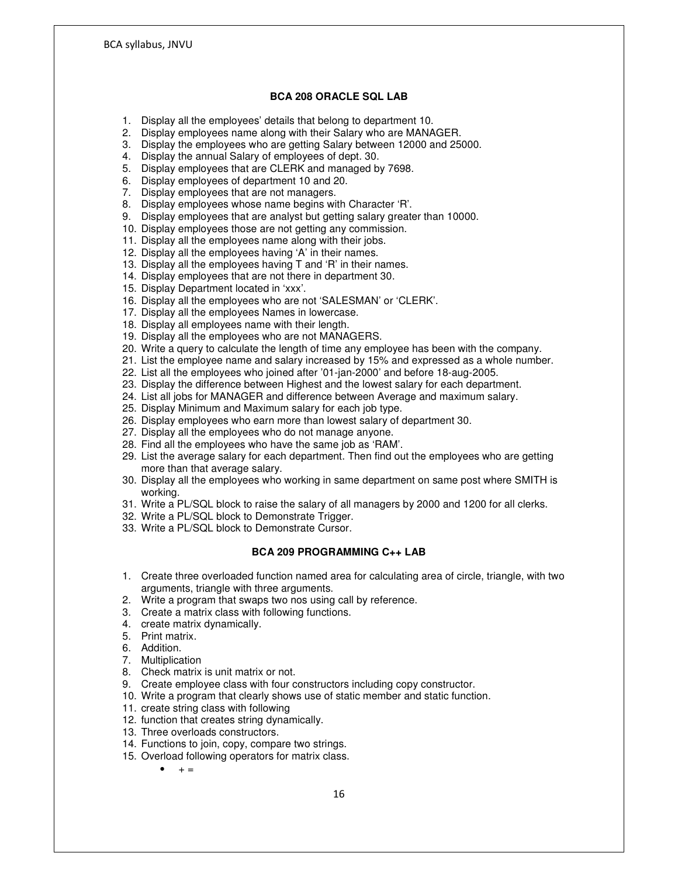### BCA 208 ORACLE SQL LAB

1. Display all the employees' details that belong to department 10.
2. Display employees name along with their Salary who are MANAGER.
3. Display the employees who are getting Salary between 12000 and 25000.
4. Display the annual Salary of employees of dept. 30.
5. Display employees that are CLERK and managed by 7698.
6. Display employees of department 10 and 20.
7. Display employees that are not managers.
8. Display employees whose name begins with Character 'R'.
9. Display employees that are analyst but getting salary greater than 10000.
10. Display employees those are not getting any commission.
11. Display all the employees name along with their jobs.
12. Display all the employees having 'A' in their names.
13. Display all the employees having T and 'R' in their names.
14. Display employees that are not there in department 30.
15. Display Department located in 'xxx'.
16. Display all the employees who are not 'SALESMAN' or 'CLERK'.
17. Display all the employees Names in lowercase.
18. Display all employees name with their length.
19. Display all the employees who are not MANAGERS.
20. Write a query to calculate the length of time any employee has been with the company.
21. List the employee name and salary increased by 15% and expressed as a whole number.
22. List all the employees who joined after '01-jan-2000' and before 18-aug-2005.
23. Display the difference between Highest and the lowest salary for each department.
24. List all jobs for MANAGER and difference between Average and maximum salary.
25. Display Minimum and Maximum salary for each job type.
26. Display employees who earn more than lowest salary of department 30.
27. Display all the employees who do not manage anyone.
28. Find all the employees who have the same job as 'RAM'.
29. List the average salary for each department. Then find out the employees who are getting more than that average salary.
30. Display all the employees who working in same department on same post where SMITH is working.
31. Write a PL/SQL block to raise the salary of all managers by 2000 and 1200 for all clerks.
32. Write a PL/SQL block to Demonstrate Trigger.
33. Write a PL/SQL block to Demonstrate Cursor.

### BCA 209 PROGRAMMING C++ LAB

1. Create three overloaded function named area for calculating area of circle, triangle, with two arguments, triangle with three arguments.
2. Write a program that swaps two nos using call by reference.
3. Create a matrix class with following functions.
4. create matrix dynamically.
5. Print matrix.
6. Addition.
7. Multiplication
8. Check matrix is unit matrix or not.
9. Create employee class with four constructors including copy constructor.
10. Write a program that clearly shows use of static member and static function.
11. create string class with following
12. function that creates string dynamically.
13. Three overloads constructors.
14. Functions to join, copy, compare two strings.
15. Overload following operators for matrix class.
    - + =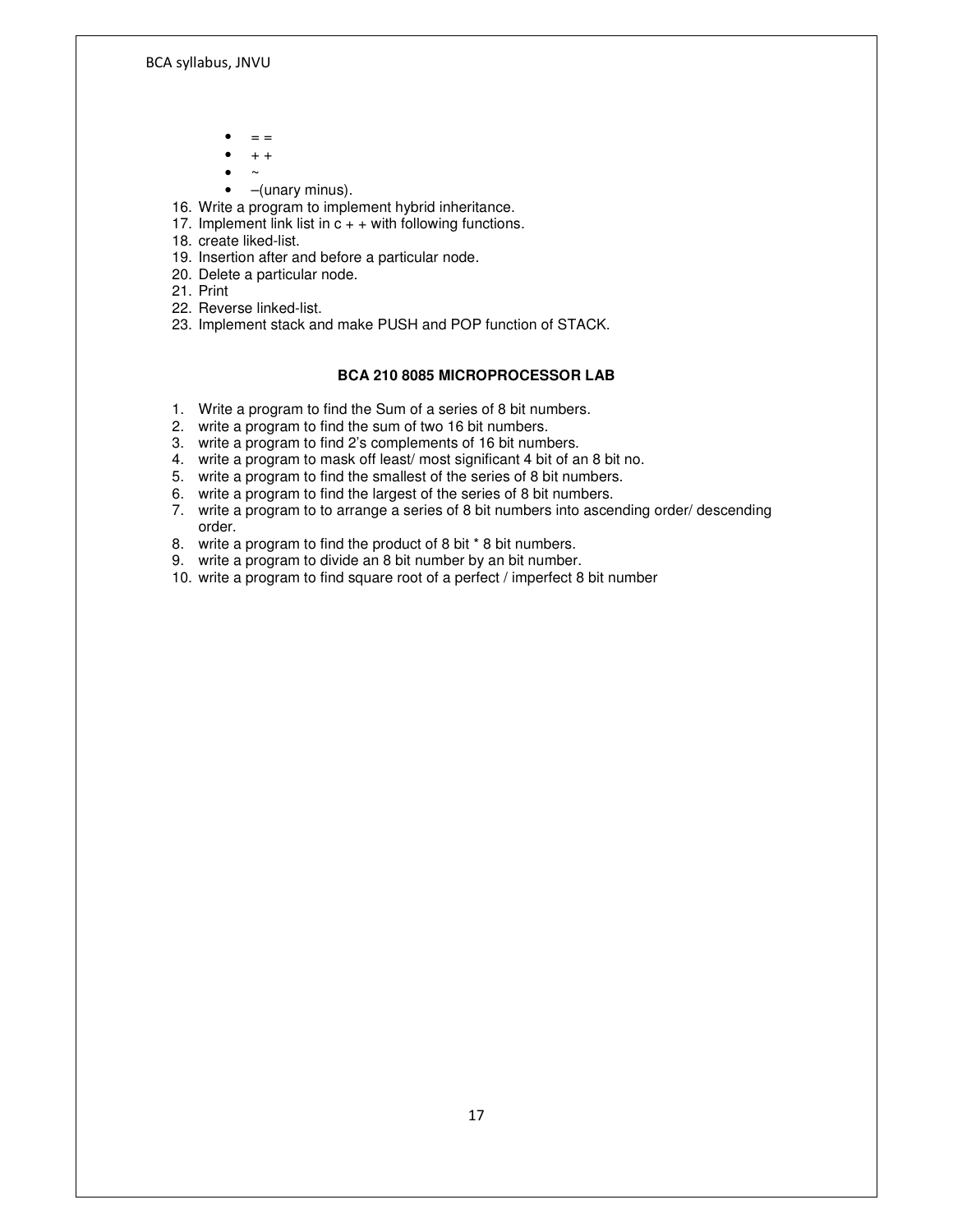- = =
- + +
- ~
- –(unary minus).

16. Write a program to implement hybrid inheritance.
17. Implement link list in c + + with following functions.
18. create liked-list.
19. Insertion after and before a particular node.
20. Delete a particular node.
21. Print
22. Reverse linked-list.
23. Implement stack and make PUSH and POP function of STACK.

**BCA 210 8085 MICROPROCESSOR LAB**

1. Write a program to find the Sum of a series of 8 bit numbers.
2. write a program to find the sum of two 16 bit numbers.
3. write a program to find 2's complements of 16 bit numbers.
4. write a program to mask off least/ most significant 4 bit of an 8 bit no.
5. write a program to find the smallest of the series of 8 bit numbers.
6. write a program to find the largest of the series of 8 bit numbers.
7. write a program to to arrange a series of 8 bit numbers into ascending order/ descending order.
8. write a program to find the product of 8 bit * 8 bit numbers.
9. write a program to divide an 8 bit number by an bit number.
10. write a program to find square root of a perfect / imperfect 8 bit number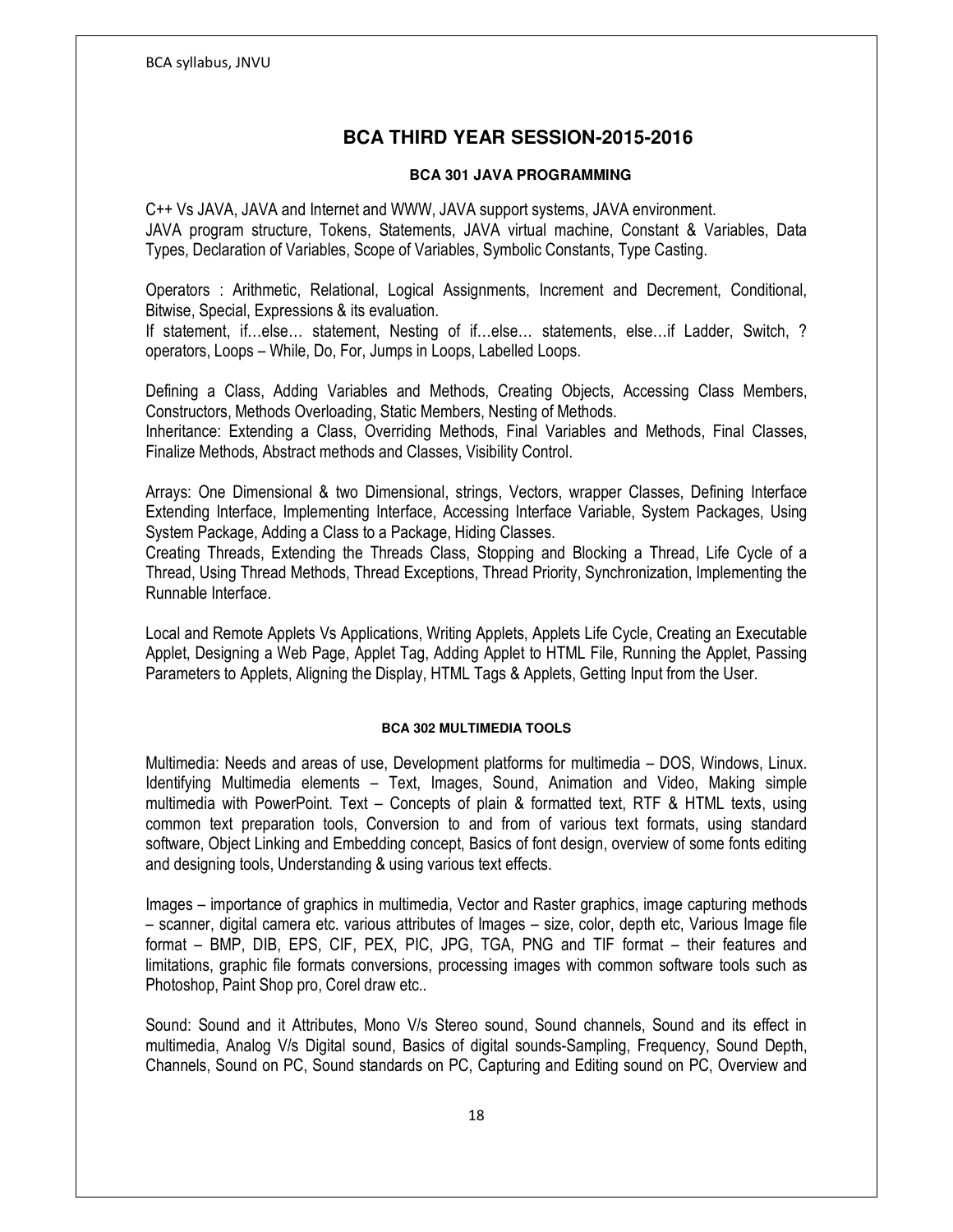## BCA THIRD YEAR SESSION-2015-2016

### BCA 301 JAVA PROGRAMMING

C++ Vs JAVA, JAVA and Internet and WWW, JAVA support systems, JAVA environment.
JAVA program structure, Tokens, Statements, JAVA virtual machine, Constant & Variables, Data Types, Declaration of Variables, Scope of Variables, Symbolic Constants, Type Casting.

Operators : Arithmetic, Relational, Logical Assignments, Increment and Decrement, Conditional, Bitwise, Special, Expressions & its evaluation.
If statement, if…else… statement, Nesting of if…else… statements, else…if Ladder, Switch, ? operators, Loops – While, Do, For, Jumps in Loops, Labelled Loops.

Defining a Class, Adding Variables and Methods, Creating Objects, Accessing Class Members, Constructors, Methods Overloading, Static Members, Nesting of Methods.
Inheritance: Extending a Class, Overriding Methods, Final Variables and Methods, Final Classes, Finalize Methods, Abstract methods and Classes, Visibility Control.

Arrays: One Dimensional & two Dimensional, strings, Vectors, wrapper Classes, Defining Interface Extending Interface, Implementing Interface, Accessing Interface Variable, System Packages, Using System Package, Adding a Class to a Package, Hiding Classes.
Creating Threads, Extending the Threads Class, Stopping and Blocking a Thread, Life Cycle of a Thread, Using Thread Methods, Thread Exceptions, Thread Priority, Synchronization, Implementing the Runnable Interface.

Local and Remote Applets Vs Applications, Writing Applets, Applets Life Cycle, Creating an Executable Applet, Designing a Web Page, Applet Tag, Adding Applet to HTML File, Running the Applet, Passing Parameters to Applets, Aligning the Display, HTML Tags & Applets, Getting Input from the User.

### BCA 302 MULTIMEDIA TOOLS

Multimedia: Needs and areas of use, Development platforms for multimedia – DOS, Windows, Linux. Identifying Multimedia elements – Text, Images, Sound, Animation and Video, Making simple multimedia with PowerPoint. Text – Concepts of plain & formatted text, RTF & HTML texts, using common text preparation tools, Conversion to and from of various text formats, using standard software, Object Linking and Embedding concept, Basics of font design, overview of some fonts editing and designing tools, Understanding & using various text effects.

Images – importance of graphics in multimedia, Vector and Raster graphics, image capturing methods – scanner, digital camera etc. various attributes of Images – size, color, depth etc, Various Image file format – BMP, DIB, EPS, CIF, PEX, PIC, JPG, TGA, PNG and TIF format – their features and limitations, graphic file formats conversions, processing images with common software tools such as Photoshop, Paint Shop pro, Corel draw etc..

Sound: Sound and it Attributes, Mono V/s Stereo sound, Sound channels, Sound and its effect in multimedia, Analog V/s Digital sound, Basics of digital sounds-Sampling, Frequency, Sound Depth, Channels, Sound on PC, Sound standards on PC, Capturing and Editing sound on PC, Overview and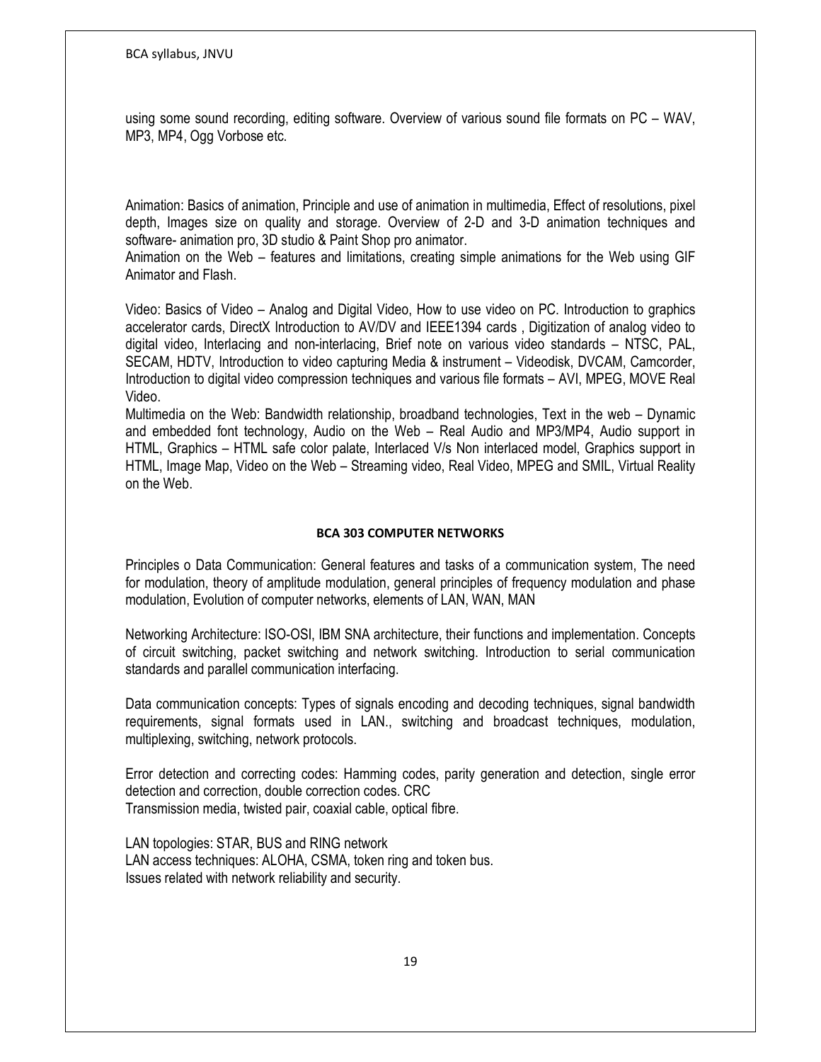using some sound recording, editing software. Overview of various sound file formats on PC – WAV, MP3, MP4, Ogg Vorbose etc.

Animation: Basics of animation, Principle and use of animation in multimedia, Effect of resolutions, pixel depth, Images size on quality and storage. Overview of 2-D and 3-D animation techniques and software- animation pro, 3D studio & Paint Shop pro animator.
Animation on the Web – features and limitations, creating simple animations for the Web using GIF Animator and Flash.

Video: Basics of Video – Analog and Digital Video, How to use video on PC. Introduction to graphics accelerator cards, DirectX Introduction to AV/DV and IEEE1394 cards , Digitization of analog video to digital video, Interlacing and non-interlacing, Brief note on various video standards – NTSC, PAL, SECAM, HDTV, Introduction to video capturing Media & instrument – Videodisk, DVCAM, Camcorder, Introduction to digital video compression techniques and various file formats – AVI, MPEG, MOVE Real Video.
Multimedia on the Web: Bandwidth relationship, broadband technologies, Text in the web – Dynamic and embedded font technology, Audio on the Web – Real Audio and MP3/MP4, Audio support in HTML, Graphics – HTML safe color palate, Interlaced V/s Non interlaced model, Graphics support in HTML, Image Map, Video on the Web – Streaming video, Real Video, MPEG and SMIL, Virtual Reality on the Web.

## BCA 303 COMPUTER NETWORKS

Principles o Data Communication: General features and tasks of a communication system, The need for modulation, theory of amplitude modulation, general principles of frequency modulation and phase modulation, Evolution of computer networks, elements of LAN, WAN, MAN

Networking Architecture: ISO-OSI, IBM SNA architecture, their functions and implementation. Concepts of circuit switching, packet switching and network switching. Introduction to serial communication standards and parallel communication interfacing.

Data communication concepts: Types of signals encoding and decoding techniques, signal bandwidth requirements, signal formats used in LAN., switching and broadcast techniques, modulation, multiplexing, switching, network protocols.

Error detection and correcting codes: Hamming codes, parity generation and detection, single error detection and correction, double correction codes. CRC
Transmission media, twisted pair, coaxial cable, optical fibre.

LAN topologies: STAR, BUS and RING network
LAN access techniques: ALOHA, CSMA, token ring and token bus.
Issues related with network reliability and security.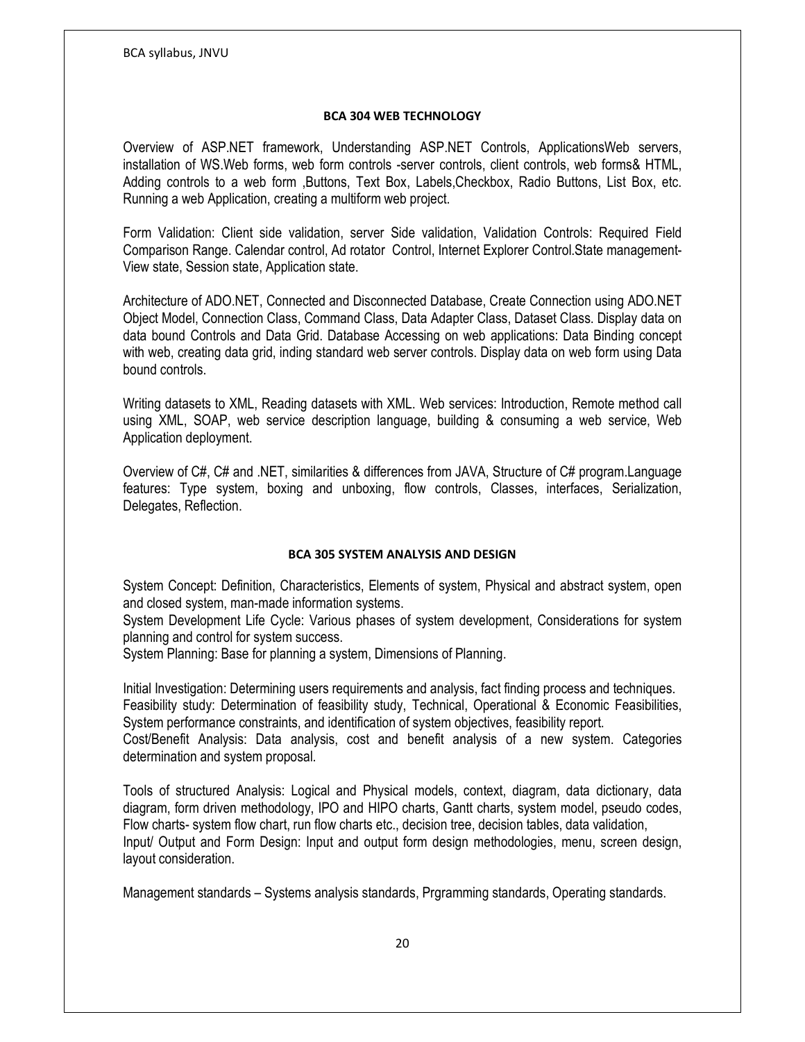#### BCA 304 WEB TECHNOLOGY

Overview of ASP.NET framework, Understanding ASP.NET Controls, ApplicationsWeb servers, installation of WS.Web forms, web form controls -server controls, client controls, web forms& HTML, Adding controls to a web form ,Buttons, Text Box, Labels,Checkbox, Radio Buttons, List Box, etc. Running a web Application, creating a multiform web project.

Form Validation: Client side validation, server Side validation, Validation Controls: Required Field Comparison Range. Calendar control, Ad rotator Control, Internet Explorer Control.State management- View state, Session state, Application state.

Architecture of ADO.NET, Connected and Disconnected Database, Create Connection using ADO.NET Object Model, Connection Class, Command Class, Data Adapter Class, Dataset Class. Display data on data bound Controls and Data Grid. Database Accessing on web applications: Data Binding concept with web, creating data grid, inding standard web server controls. Display data on web form using Data bound controls.

Writing datasets to XML, Reading datasets with XML. Web services: Introduction, Remote method call using XML, SOAP, web service description language, building & consuming a web service, Web Application deployment.

Overview of C#, C# and .NET, similarities & differences from JAVA, Structure of C# program.Language features: Type system, boxing and unboxing, flow controls, Classes, interfaces, Serialization, Delegates, Reflection.

#### BCA 305 SYSTEM ANALYSIS AND DESIGN

System Concept: Definition, Characteristics, Elements of system, Physical and abstract system, open and closed system, man-made information systems.
System Development Life Cycle: Various phases of system development, Considerations for system planning and control for system success.
System Planning: Base for planning a system, Dimensions of Planning.

Initial Investigation: Determining users requirements and analysis, fact finding process and techniques.
Feasibility study: Determination of feasibility study, Technical, Operational & Economic Feasibilities, System performance constraints, and identification of system objectives, feasibility report.
Cost/Benefit Analysis: Data analysis, cost and benefit analysis of a new system. Categories determination and system proposal.

Tools of structured Analysis: Logical and Physical models, context, diagram, data dictionary, data diagram, form driven methodology, IPO and HIPO charts, Gantt charts, system model, pseudo codes, Flow charts- system flow chart, run flow charts etc., decision tree, decision tables, data validation,
Input/ Output and Form Design: Input and output form design methodologies, menu, screen design, layout consideration.

Management standards – Systems analysis standards, Prgramming standards, Operating standards.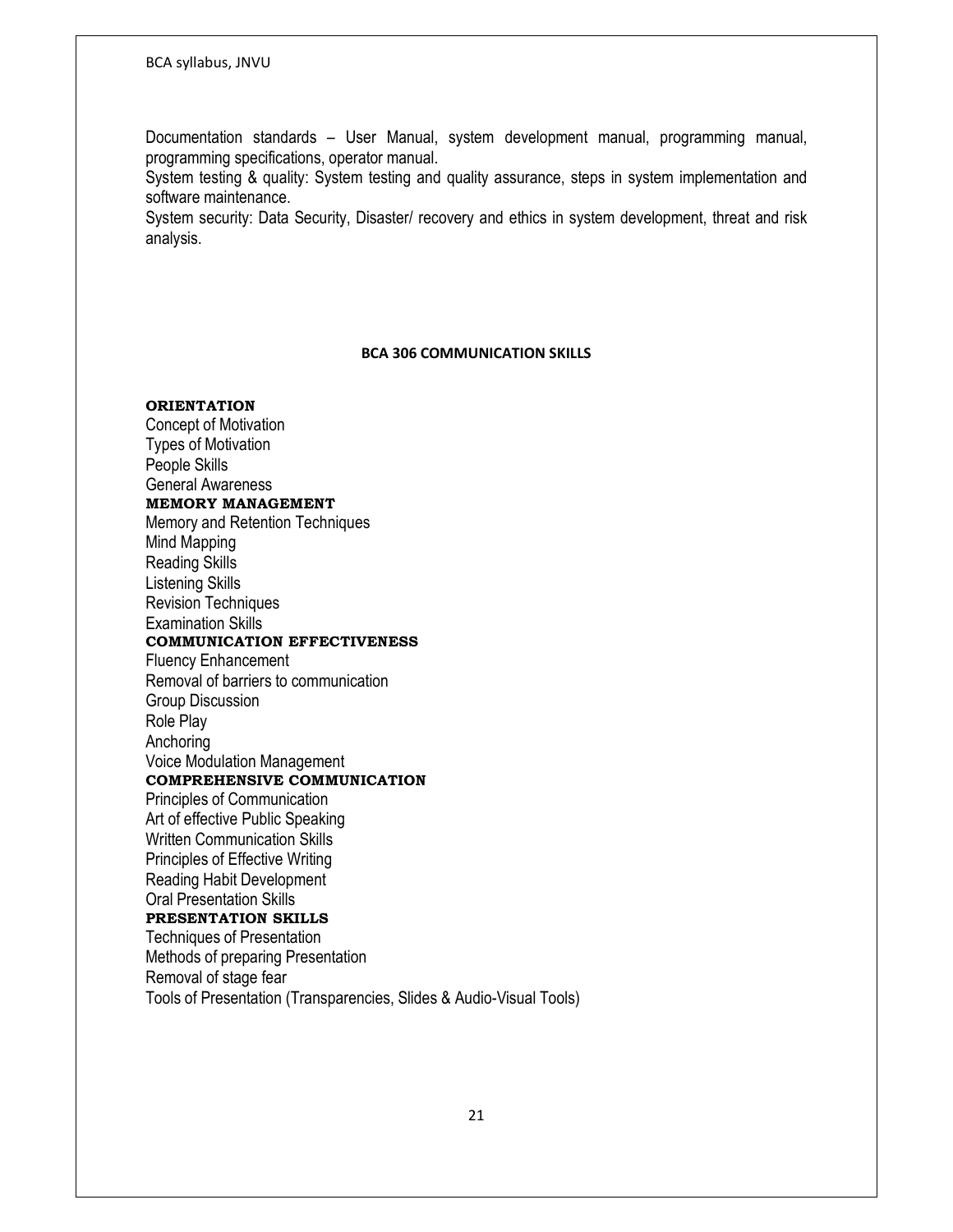Documentation standards – User Manual, system development manual, programming manual, programming specifications, operator manual.
System testing & quality: System testing and quality assurance, steps in system implementation and software maintenance.
System security: Data Security, Disaster/ recovery and ethics in system development, threat and risk analysis.

## BCA 306 COMMUNICATION SKILLS

**ORIENTATION**

Concept of Motivation
Types of Motivation
People Skills
General Awareness

**MEMORY MANAGEMENT**

Memory and Retention Techniques
Mind Mapping
Reading Skills
Listening Skills
Revision Techniques
Examination Skills

**COMMUNICATION EFFECTIVENESS**

Fluency Enhancement
Removal of barriers to communication
Group Discussion
Role Play
Anchoring
Voice Modulation Management

**COMPREHENSIVE COMMUNICATION**

Principles of Communication
Art of effective Public Speaking
Written Communication Skills
Principles of Effective Writing
Reading Habit Development
Oral Presentation Skills

**PRESENTATION SKILLS**

Techniques of Presentation
Methods of preparing Presentation
Removal of stage fear
Tools of Presentation (Transparencies, Slides & Audio-Visual Tools)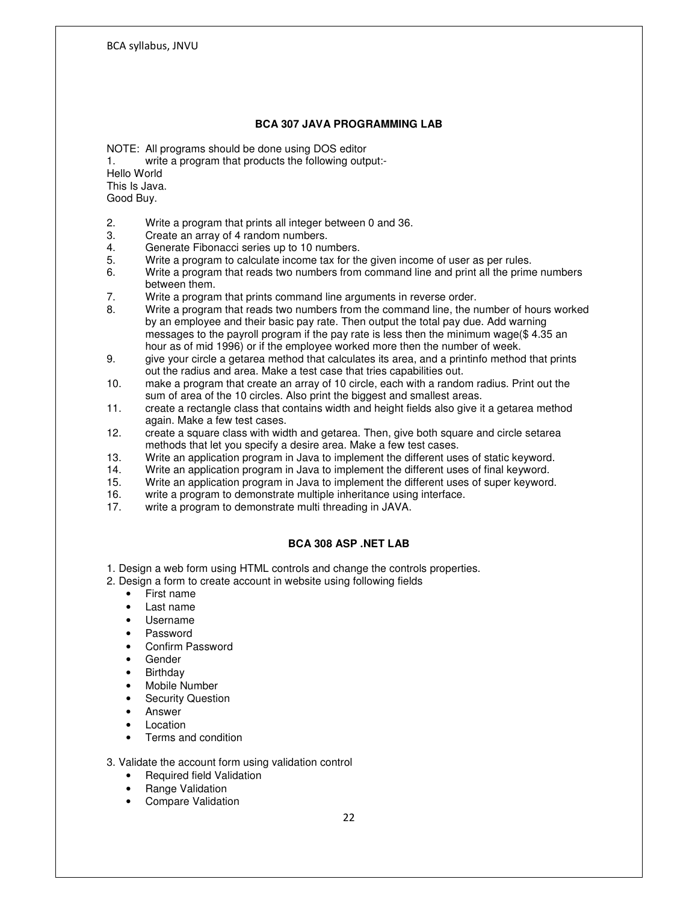## BCA 307 JAVA PROGRAMMING LAB

NOTE: All programs should be done using DOS editor

1. write a program that products the following output:-

Hello World
This Is Java.
Good Buy.

2. Write a program that prints all integer between 0 and 36.
3. Create an array of 4 random numbers.
4. Generate Fibonacci series up to 10 numbers.
5. Write a program to calculate income tax for the given income of user as per rules.
6. Write a program that reads two numbers from command line and print all the prime numbers between them.
7. Write a program that prints command line arguments in reverse order.
8. Write a program that reads two numbers from the command line, the number of hours worked by an employee and their basic pay rate. Then output the total pay due. Add warning messages to the payroll program if the pay rate is less then the minimum wage($ 4.35 an hour as of mid 1996) or if the employee worked more then the number of week.
9. give your circle a getarea method that calculates its area, and a printinfo method that prints out the radius and area. Make a test case that tries capabilities out.
10. make a program that create an array of 10 circle, each with a random radius. Print out the sum of area of the 10 circles. Also print the biggest and smallest areas.
11. create a rectangle class that contains width and height fields also give it a getarea method again. Make a few test cases.
12. create a square class with width and getarea. Then, give both square and circle setarea methods that let you specify a desire area. Make a few test cases.
13. Write an application program in Java to implement the different uses of static keyword.
14. Write an application program in Java to implement the different uses of final keyword.
15. Write an application program in Java to implement the different uses of super keyword.
16. write a program to demonstrate multiple inheritance using interface.
17. write a program to demonstrate multi threading in JAVA.

## BCA 308 ASP .NET LAB

1. Design a web form using HTML controls and change the controls properties.
2. Design a form to create account in website using following fields
   - First name
   - Last name
   - Username
   - Password
   - Confirm Password
   - Gender
   - Birthday
   - Mobile Number
   - Security Question
   - Answer
   - Location
   - Terms and condition
3. Validate the account form using validation control
   - Required field Validation
   - Range Validation
   - Compare Validation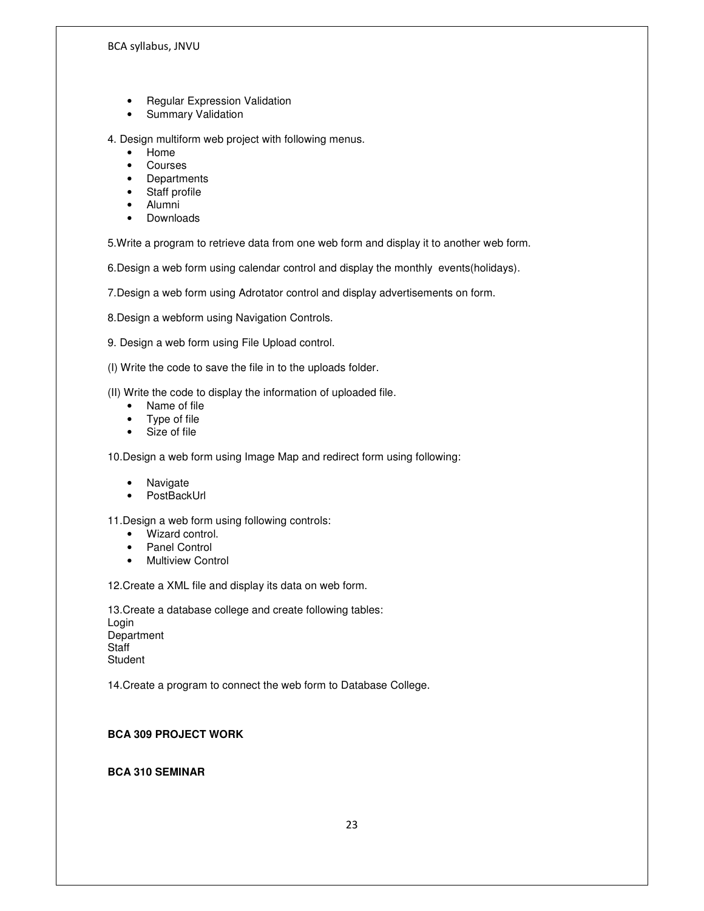- Regular Expression Validation
- Summary Validation

4. Design multiform web project with following menus.
    - Home
    - Courses
    - Departments
    - Staff profile
    - Alumni
    - Downloads

5.Write a program to retrieve data from one web form and display it to another web form.

6.Design a web form using calendar control and display the monthly events(holidays).

7.Design a web form using Adrotator control and display advertisements on form.

8.Design a webform using Navigation Controls.

9. Design a web form using File Upload control.

(I) Write the code to save the file in to the uploads folder.

(II) Write the code to display the information of uploaded file.
- Name of file
- Type of file
- Size of file

10.Design a web form using Image Map and redirect form using following:

- Navigate
- PostBackUrl

11.Design a web form using following controls:
- Wizard control.
- Panel Control
- Multiview Control

12.Create a XML file and display its data on web form.

13.Create a database college and create following tables:
Login
Department
Staff
Student

14.Create a program to connect the web form to Database College.

**BCA 309 PROJECT WORK**

**BCA 310 SEMINAR**